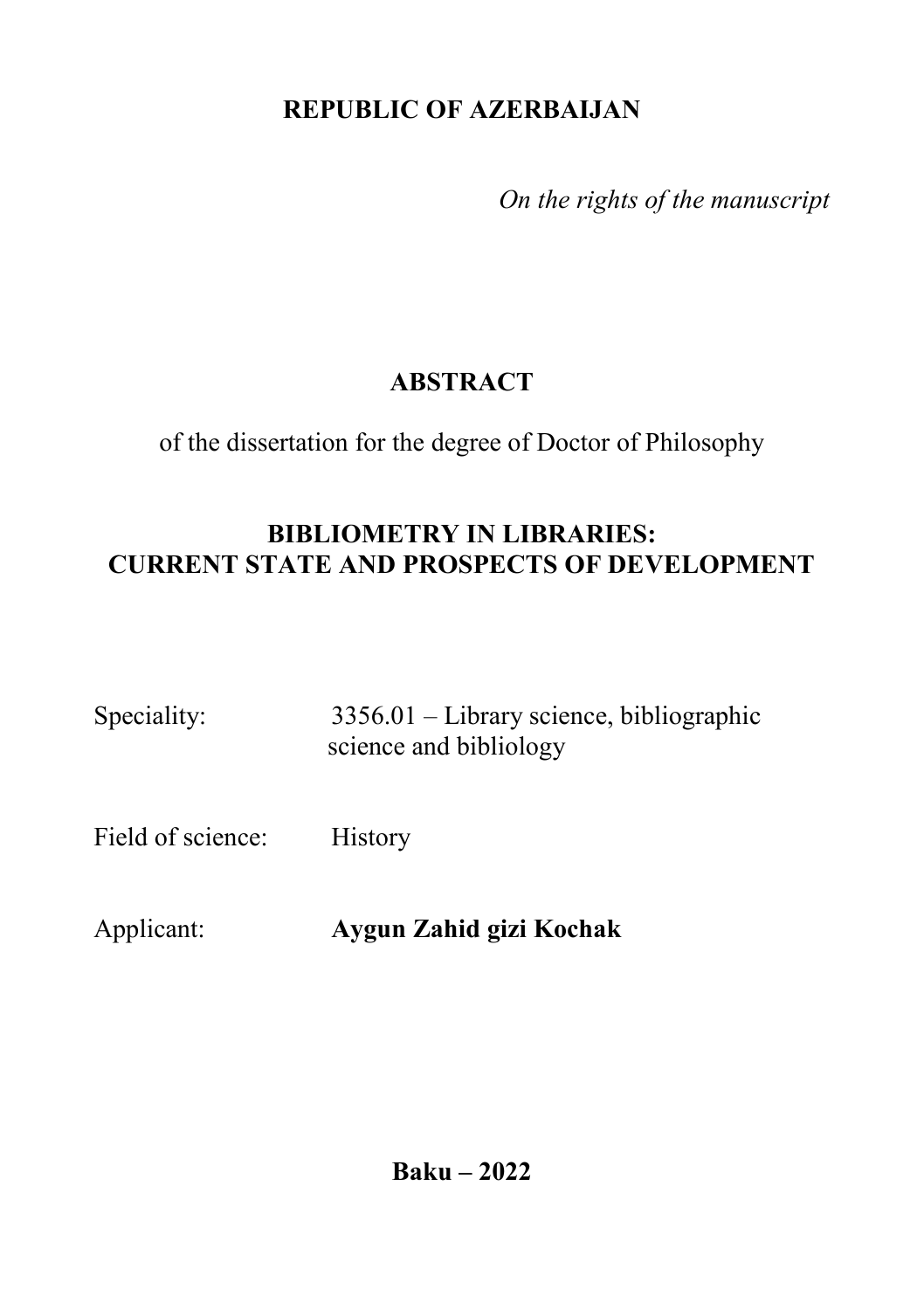**REPUBLIC OF AZERBAIJAN**

*On the rights of the manuscript*

# ABSTRACT

of the dissertation for the degree of Doctor of Philosophy

## BIBLIOMETRY IN LIBRARIES: CURRENT STATE AND PROSPECTS OF DEVELOPMENT

Speciality: 3356.01 – Library science, bibliographic science and bibliology

Field of science: History

Applicant: **Aygun Zahid gizi Kochak**

**Baku – 2022**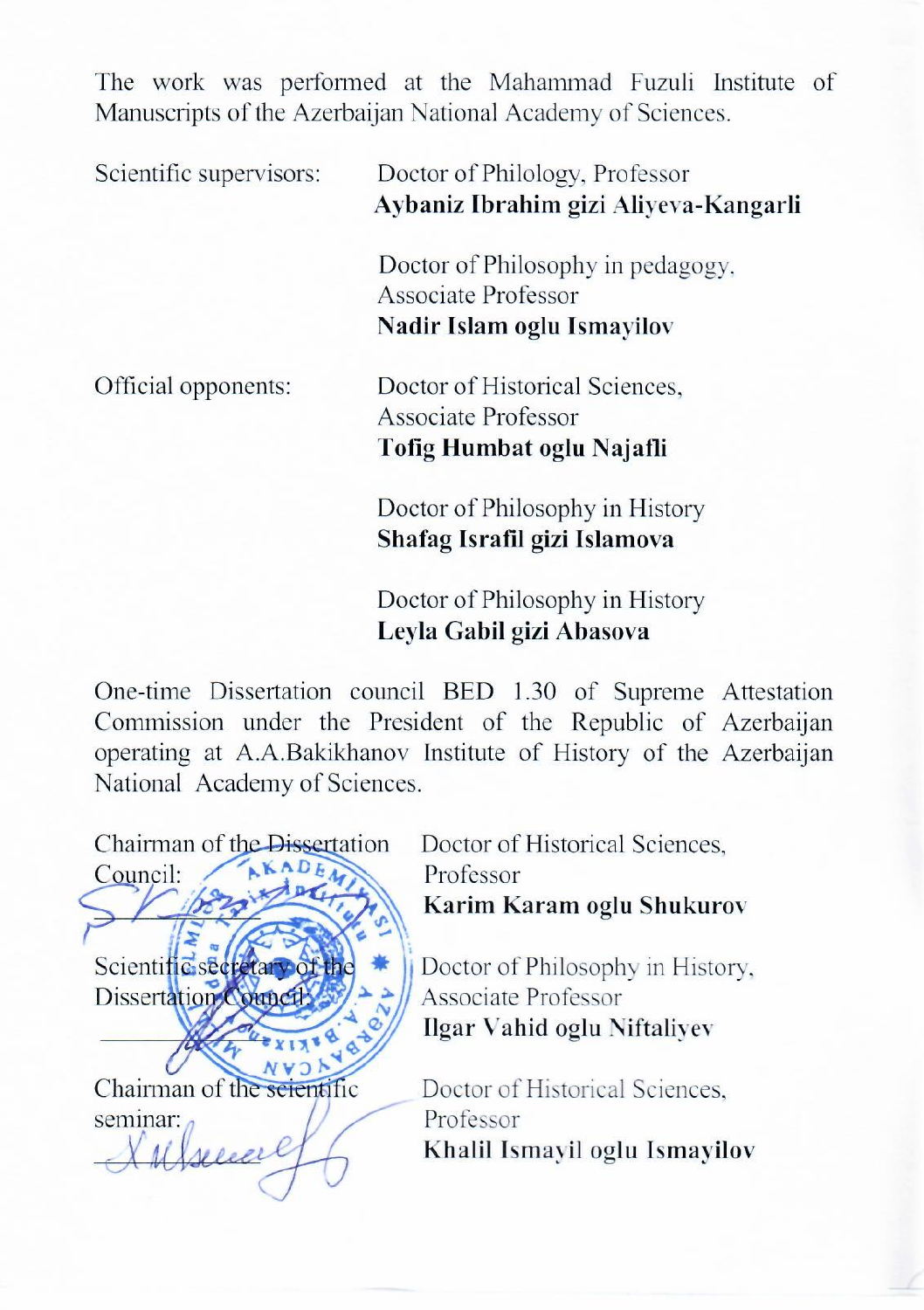The work was performed at the Mahammad Fuzuli Institute of Manuscripts of the Azerbaijan National Academy of Sciences.

| | |
|---|---|
| Scientific supervisors: | Doctor of Philology, Professor<br>**Aybaniz Ibrahim gizi Aliyeva-Kangarli** |
| | Doctor of Philosophy in pedagogy, Associate Professor<br>**Nadir Islam oglu Ismayilov** |
| Official opponents: | Doctor of Historical Sciences, Associate Professor<br>**Tofig Humbat oglu Najafli** |
| | Doctor of Philosophy in History<br>**Shafag Israfil gizi Islamova** |
| | Doctor of Philosophy in History<br>**Leyla Gabil gizi Abasova** |

One-time Dissertation council BED 1.30 of Supreme Attestation Commission under the President of the Republic of Azerbaijan operating at A.A.Bakikhanov Institute of History of the Azerbaijan National Academy of Sciences.

| | |
|---|---|
| Chairman of the Dissertation Council: | Doctor of Historical Sciences, Professor<br>**Karim Karam oglu Shukurov** |
| Scientific secretary of the Dissertation Council: | Doctor of Philosophy in History, Associate Professor<br>**Ilgar Vahid oglu Niftaliyev** |
| Chairman of the scientific seminar: | Doctor of Historical Sciences, Professor<br>**Khalil Ismayil oglu Ismayilov** |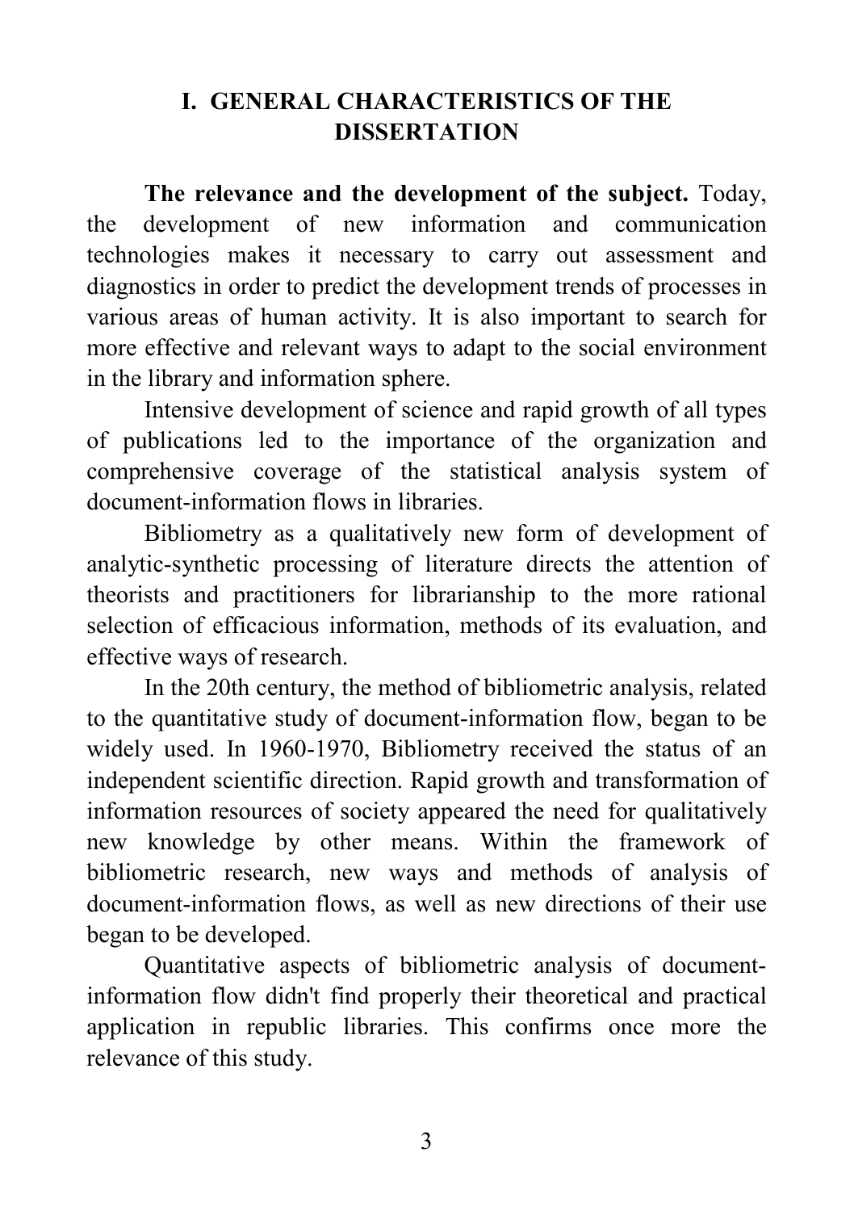# I. GENERAL CHARACTERISTICS OF THE DISSERTATION

**The relevance and the development of the subject.** Today, the development of new information and communication technologies makes it necessary to carry out assessment and diagnostics in order to predict the development trends of processes in various areas of human activity. It is also important to search for more effective and relevant ways to adapt to the social environment in the library and information sphere.

Intensive development of science and rapid growth of all types of publications led to the importance of the organization and comprehensive coverage of the statistical analysis system of document-information flows in libraries.

Bibliometry as a qualitatively new form of development of analytic-synthetic processing of literature directs the attention of theorists and practitioners for librarianship to the more rational selection of efficacious information, methods of its evaluation, and effective ways of research.

In the 20th century, the method of bibliometric analysis, related to the quantitative study of document-information flow, began to be widely used. In 1960-1970, Bibliometry received the status of an independent scientific direction. Rapid growth and transformation of information resources of society appeared the need for qualitatively new knowledge by other means. Within the framework of bibliometric research, new ways and methods of analysis of document-information flows, as well as new directions of their use began to be developed.

Quantitative aspects of bibliometric analysis of document-information flow didn't find properly their theoretical and practical application in republic libraries. This confirms once more the relevance of this study.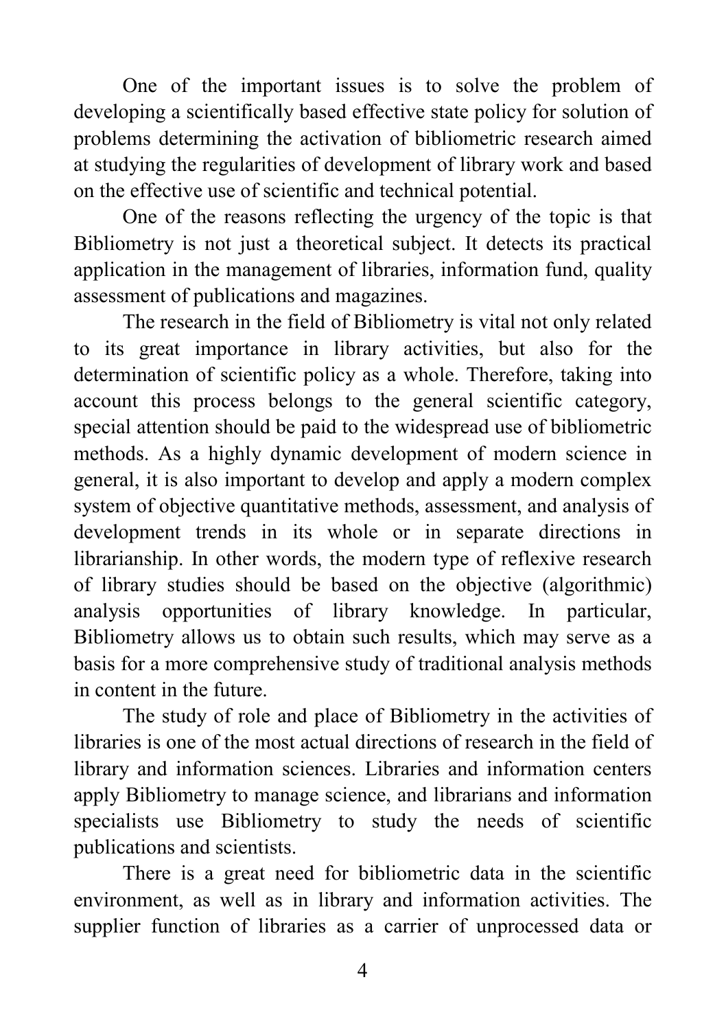One of the important issues is to solve the problem of developing a scientifically based effective state policy for solution of problems determining the activation of bibliometric research aimed at studying the regularities of development of library work and based on the effective use of scientific and technical potential.

One of the reasons reflecting the urgency of the topic is that Bibliometry is not just a theoretical subject. It detects its practical application in the management of libraries, information fund, quality assessment of publications and magazines.

The research in the field of Bibliometry is vital not only related to its great importance in library activities, but also for the determination of scientific policy as a whole. Therefore, taking into account this process belongs to the general scientific category, special attention should be paid to the widespread use of bibliometric methods. As a highly dynamic development of modern science in general, it is also important to develop and apply a modern complex system of objective quantitative methods, assessment, and analysis of development trends in its whole or in separate directions in librarianship. In other words, the modern type of reflexive research of library studies should be based on the objective (algorithmic) analysis opportunities of library knowledge. In particular, Bibliometry allows us to obtain such results, which may serve as a basis for a more comprehensive study of traditional analysis methods in content in the future.

The study of role and place of Bibliometry in the activities of libraries is one of the most actual directions of research in the field of library and information sciences. Libraries and information centers apply Bibliometry to manage science, and librarians and information specialists use Bibliometry to study the needs of scientific publications and scientists.

There is a great need for bibliometric data in the scientific environment, as well as in library and information activities. The supplier function of libraries as a carrier of unprocessed data or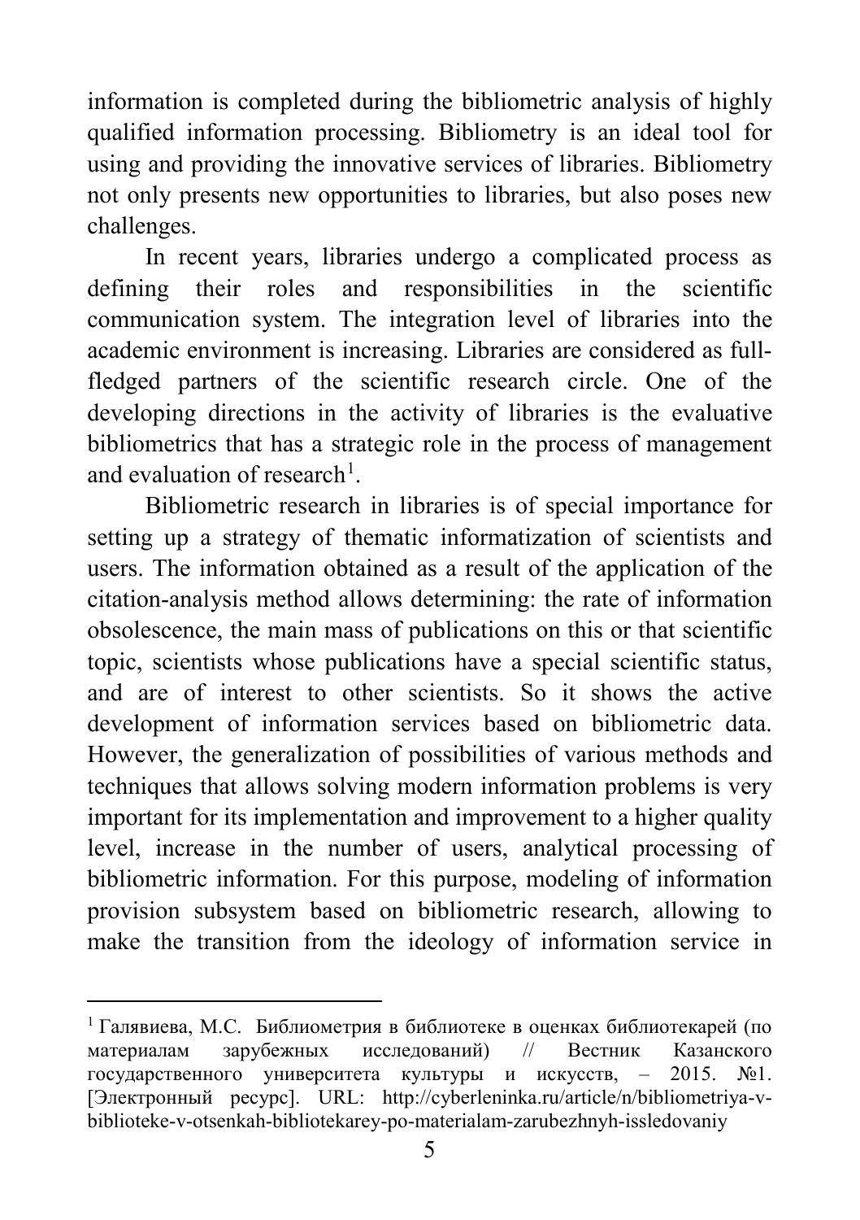information is completed during the bibliometric analysis of highly qualified information processing. Bibliometry is an ideal tool for using and providing the innovative services of libraries. Bibliometry not only presents new opportunities to libraries, but also poses new challenges.

In recent years, libraries undergo a complicated process as defining their roles and responsibilities in the scientific communication system. The integration level of libraries into the academic environment is increasing. Libraries are considered as full-fledged partners of the scientific research circle. One of the developing directions in the activity of libraries is the evaluative bibliometrics that has a strategic role in the process of management and evaluation of research[1].

Bibliometric research in libraries is of special importance for setting up a strategy of thematic informatization of scientists and users. The information obtained as a result of the application of the citation-analysis method allows determining: the rate of information obsolescence, the main mass of publications on this or that scientific topic, scientists whose publications have a special scientific status, and are of interest to other scientists. So it shows the active development of information services based on bibliometric data. However, the generalization of possibilities of various methods and techniques that allows solving modern information problems is very important for its implementation and improvement to a higher quality level, increase in the number of users, analytical processing of bibliometric information. For this purpose, modeling of information provision subsystem based on bibliometric research, allowing to make the transition from the ideology of information service in

---

[1] Галявиева, М.С. Библиометрия в библиотеке в оценках библиотекарей (по материалам зарубежных исследований) // Вестник Казанского государственного университета культуры и искусств, – 2015. №1. [Электронный ресурс]. URL: http://cyberleninka.ru/article/n/bibliometriya-v-biblioteke-v-otsenkah-bibliotekarey-po-materialam-zarubezhnyh-issledovaniy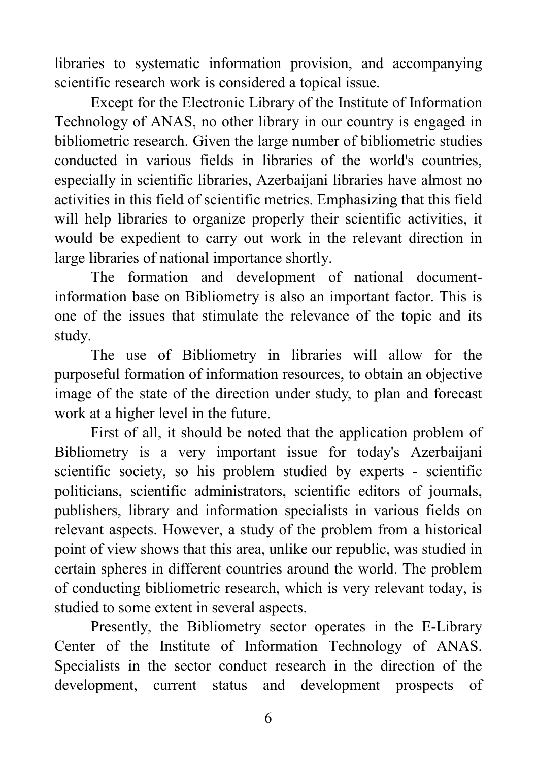libraries to systematic information provision, and accompanying scientific research work is considered a topical issue.

Except for the Electronic Library of the Institute of Information Technology of ANAS, no other library in our country is engaged in bibliometric research. Given the large number of bibliometric studies conducted in various fields in libraries of the world's countries, especially in scientific libraries, Azerbaijani libraries have almost no activities in this field of scientific metrics. Emphasizing that this field will help libraries to organize properly their scientific activities, it would be expedient to carry out work in the relevant direction in large libraries of national importance shortly.

The formation and development of national document-information base on Bibliometry is also an important factor. This is one of the issues that stimulate the relevance of the topic and its study.

The use of Bibliometry in libraries will allow for the purposeful formation of information resources, to obtain an objective image of the state of the direction under study, to plan and forecast work at a higher level in the future.

First of all, it should be noted that the application problem of Bibliometry is a very important issue for today's Azerbaijani scientific society, so his problem studied by experts - scientific politicians, scientific administrators, scientific editors of journals, publishers, library and information specialists in various fields on relevant aspects. However, a study of the problem from a historical point of view shows that this area, unlike our republic, was studied in certain spheres in different countries around the world. The problem of conducting bibliometric research, which is very relevant today, is studied to some extent in several aspects.

Presently, the Bibliometry sector operates in the E-Library Center of the Institute of Information Technology of ANAS. Specialists in the sector conduct research in the direction of the development, current status and development prospects of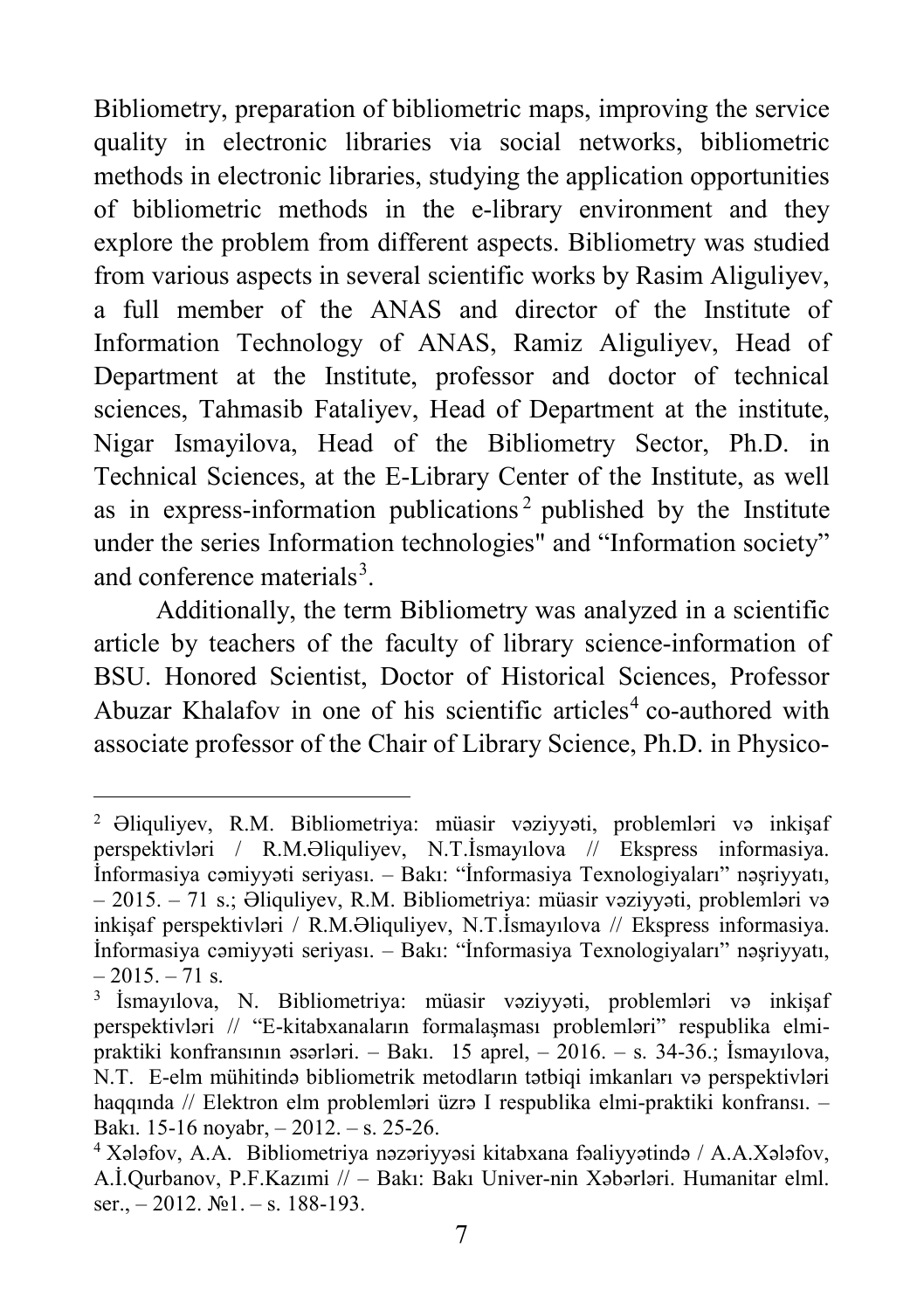Bibliometry, preparation of bibliometric maps, improving the service quality in electronic libraries via social networks, bibliometric methods in electronic libraries, studying the application opportunities of bibliometric methods in the e-library environment and they explore the problem from different aspects. Bibliometry was studied from various aspects in several scientific works by Rasim Aliguliyev, a full member of the ANAS and director of the Institute of Information Technology of ANAS, Ramiz Aliguliyev, Head of Department at the Institute, professor and doctor of technical sciences, Tahmasib Fataliyev, Head of Department at the institute, Nigar Ismayilova, Head of the Bibliometry Sector, Ph.D. in Technical Sciences, at the E-Library Center of the Institute, as well as in express-information publications[2] published by the Institute under the series Information technologies" and "Information society" and conference materials[3].

Additionally, the term Bibliometry was analyzed in a scientific article by teachers of the faculty of library science-information of BSU. Honored Scientist, Doctor of Historical Sciences, Professor Abuzar Khalafov in one of his scientific articles[4] co-authored with associate professor of the Chair of Library Science, Ph.D. in Physico-

---

[2] Əliquliyev, R.M. Bibliometriya: müasir vəziyyəti, problemləri və inkişaf perspektivləri / R.M.Əliquliyev, N.T.İsmayılova // Ekspress informasiya. İnformasiya cəmiyyəti seriyası. – Bakı: "İnformasiya Texnologiyaları" nəşriyyatı, – 2015. – 71 s.; Əliquliyev, R.M. Bibliometriya: müasir vəziyyəti, problemləri və inkişaf perspektivləri / R.M.Əliquliyev, N.T.İsmayılova // Ekspress informasiya. İnformasiya cəmiyyəti seriyası. – Bakı: "İnformasiya Texnologiyaları" nəşriyyatı, – 2015. – 71 s.

[3] İsmayılova, N. Bibliometriya: müasir vəziyyəti, problemləri və inkişaf perspektivləri // "E-kitabxanaların formalaşması problemləri" respublika elmi-praktiki konfransının əsərləri. – Bakı. 15 aprel, – 2016. – s. 34-36.; İsmayılova, N.T. E-elm mühitində bibliometrik metodların tətbiqi imkanları və perspektivləri haqqında // Elektron elm problemləri üzrə I respublika elmi-praktiki konfransı. – Bakı. 15-16 noyabr, – 2012. – s. 25-26.

[4] Xələfov, A.A. Bibliometriya nəzəriyyəsi kitabxana fəaliyyətində / A.A.Xələfov, A.İ.Qurbanov, P.F.Kazımi // – Bakı: Bakı Univer-nin Xəbərləri. Humanitar elml. ser., – 2012. №1. – s. 188-193.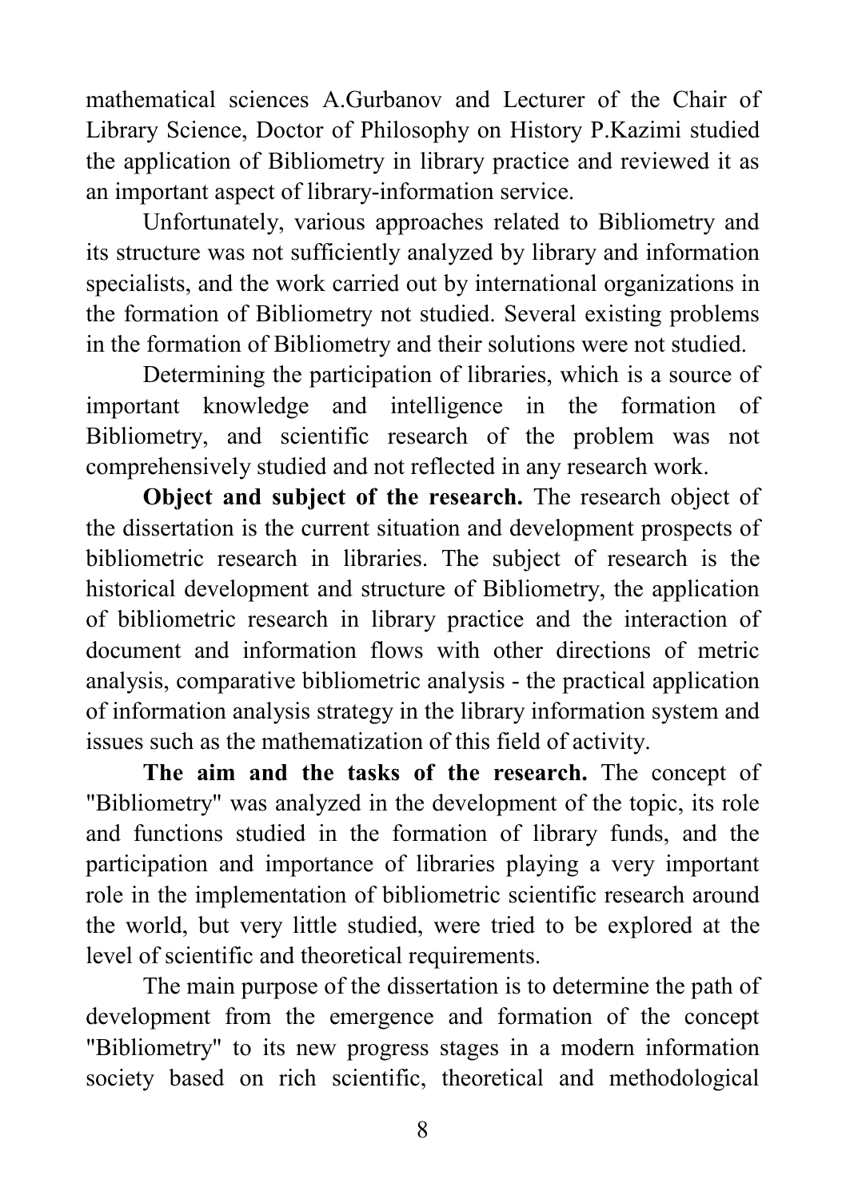mathematical sciences A.Gurbanov and Lecturer of the Chair of Library Science, Doctor of Philosophy on History P.Kazimi studied the application of Bibliometry in library practice and reviewed it as an important aspect of library-information service.

Unfortunately, various approaches related to Bibliometry and its structure was not sufficiently analyzed by library and information specialists, and the work carried out by international organizations in the formation of Bibliometry not studied. Several existing problems in the formation of Bibliometry and their solutions were not studied.

Determining the participation of libraries, which is a source of important knowledge and intelligence in the formation of Bibliometry, and scientific research of the problem was not comprehensively studied and not reflected in any research work.

**Object and subject of the research.** The research object of the dissertation is the current situation and development prospects of bibliometric research in libraries. The subject of research is the historical development and structure of Bibliometry, the application of bibliometric research in library practice and the interaction of document and information flows with other directions of metric analysis, comparative bibliometric analysis - the practical application of information analysis strategy in the library information system and issues such as the mathematization of this field of activity.

**The aim and the tasks of the research.** The concept of "Bibliometry" was analyzed in the development of the topic, its role and functions studied in the formation of library funds, and the participation and importance of libraries playing a very important role in the implementation of bibliometric scientific research around the world, but very little studied, were tried to be explored at the level of scientific and theoretical requirements.

The main purpose of the dissertation is to determine the path of development from the emergence and formation of the concept "Bibliometry" to its new progress stages in a modern information society based on rich scientific, theoretical and methodological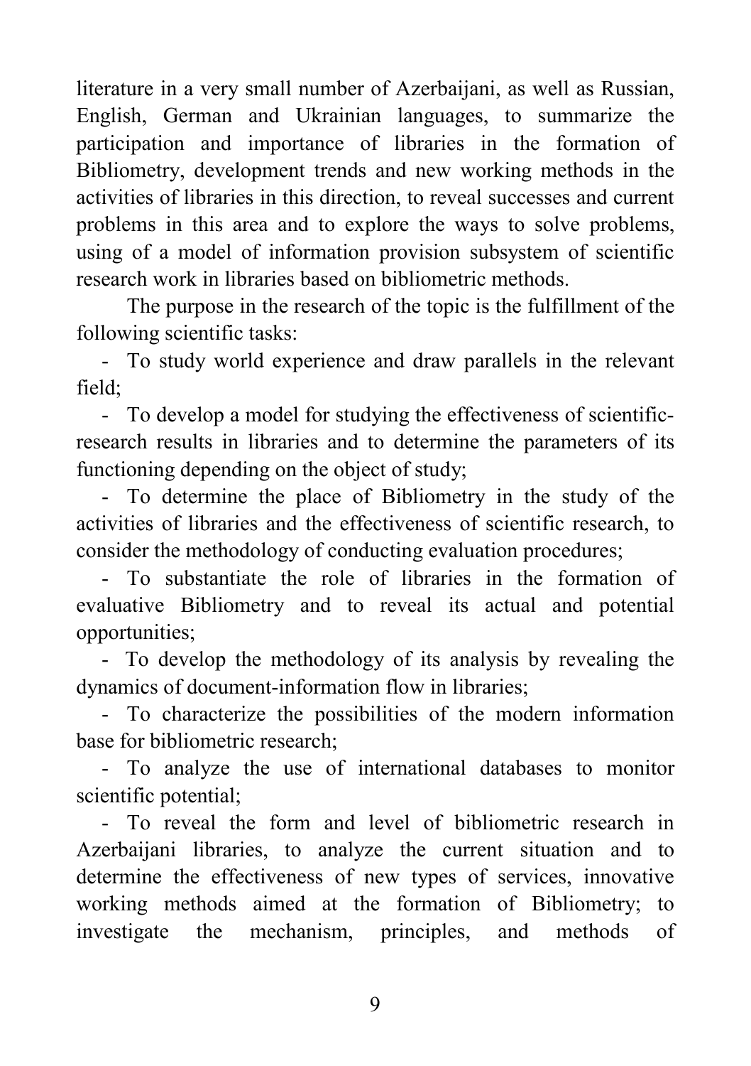literature in a very small number of Azerbaijani, as well as Russian, English, German and Ukrainian languages, to summarize the participation and importance of libraries in the formation of Bibliometry, development trends and new working methods in the activities of libraries in this direction, to reveal successes and current problems in this area and to explore the ways to solve problems, using of a model of information provision subsystem of scientific research work in libraries based on bibliometric methods.

The purpose in the research of the topic is the fulfillment of the following scientific tasks:

- To study world experience and draw parallels in the relevant field;
- To develop a model for studying the effectiveness of scientific-research results in libraries and to determine the parameters of its functioning depending on the object of study;
- To determine the place of Bibliometry in the study of the activities of libraries and the effectiveness of scientific research, to consider the methodology of conducting evaluation procedures;
- To substantiate the role of libraries in the formation of evaluative Bibliometry and to reveal its actual and potential opportunities;
- To develop the methodology of its analysis by revealing the dynamics of document-information flow in libraries;
- To characterize the possibilities of the modern information base for bibliometric research;
- To analyze the use of international databases to monitor scientific potential;
- To reveal the form and level of bibliometric research in Azerbaijani libraries, to analyze the current situation and to determine the effectiveness of new types of services, innovative working methods aimed at the formation of Bibliometry; to investigate the mechanism, principles, and methods of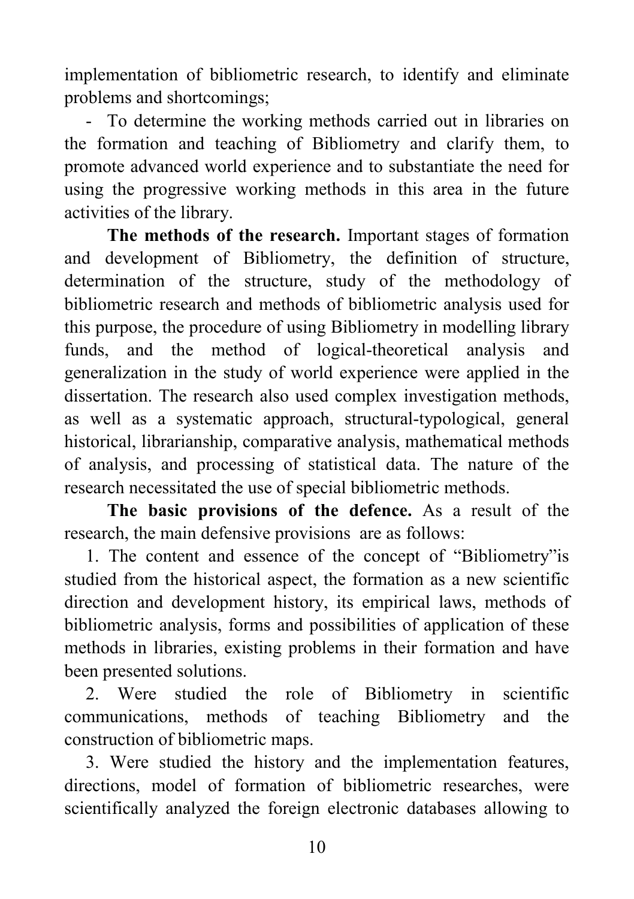implementation of bibliometric research, to identify and eliminate problems and shortcomings;

- To determine the working methods carried out in libraries on the formation and teaching of Bibliometry and clarify them, to promote advanced world experience and to substantiate the need for using the progressive working methods in this area in the future activities of the library.

**The methods of the research.** Important stages of formation and development of Bibliometry, the definition of structure, determination of the structure, study of the methodology of bibliometric research and methods of bibliometric analysis used for this purpose, the procedure of using Bibliometry in modelling library funds, and the method of logical-theoretical analysis and generalization in the study of world experience were applied in the dissertation. The research also used complex investigation methods, as well as a systematic approach, structural-typological, general historical, librarianship, comparative analysis, mathematical methods of analysis, and processing of statistical data. The nature of the research necessitated the use of special bibliometric methods.

**The basic provisions of the defence.** As a result of the research, the main defensive provisions are as follows:

1. The content and essence of the concept of "Bibliometry"is studied from the historical aspect, the formation as a new scientific direction and development history, its empirical laws, methods of bibliometric analysis, forms and possibilities of application of these methods in libraries, existing problems in their formation and have been presented solutions.
2. Were studied the role of Bibliometry in scientific communications, methods of teaching Bibliometry and the construction of bibliometric maps.
3. Were studied the history and the implementation features, directions, model of formation of bibliometric researches, were scientifically analyzed the foreign electronic databases allowing to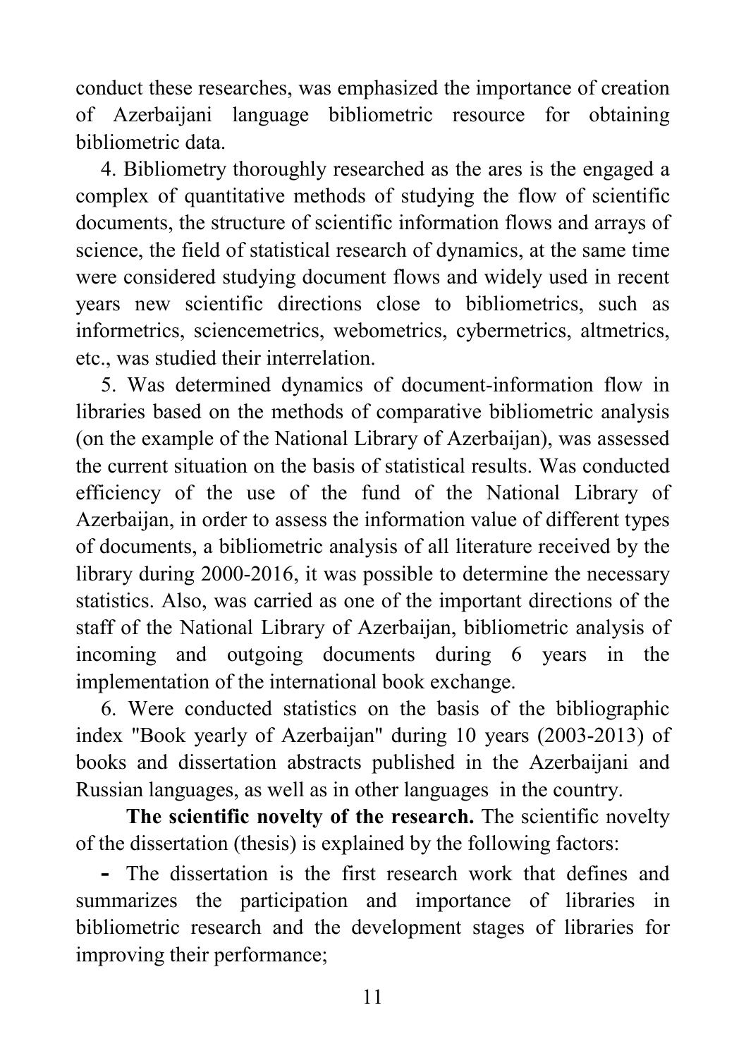conduct these researches, was emphasized the importance of creation of Azerbaijani language bibliometric resource for obtaining bibliometric data.

4. Bibliometry thoroughly researched as the ares is the engaged a complex of quantitative methods of studying the flow of scientific documents, the structure of scientific information flows and arrays of science, the field of statistical research of dynamics, at the same time were considered studying document flows and widely used in recent years new scientific directions close to bibliometrics, such as informetrics, sciencemetrics, webometrics, cybermetrics, altmetrics, etc., was studied their interrelation.

5. Was determined dynamics of document-information flow in libraries based on the methods of comparative bibliometric analysis (on the example of the National Library of Azerbaijan), was assessed the current situation on the basis of statistical results. Was conducted efficiency of the use of the fund of the National Library of Azerbaijan, in order to assess the information value of different types of documents, a bibliometric analysis of all literature received by the library during 2000-2016, it was possible to determine the necessary statistics. Also, was carried as one of the important directions of the staff of the National Library of Azerbaijan, bibliometric analysis of incoming and outgoing documents during 6 years in the implementation of the international book exchange.

6. Were conducted statistics on the basis of the bibliographic index "Book yearly of Azerbaijan" during 10 years (2003-2013) of books and dissertation abstracts published in the Azerbaijani and Russian languages, as well as in other languages in the country.

**The scientific novelty of the research.** The scientific novelty of the dissertation (thesis) is explained by the following factors:

- The dissertation is the first research work that defines and summarizes the participation and importance of libraries in bibliometric research and the development stages of libraries for improving their performance;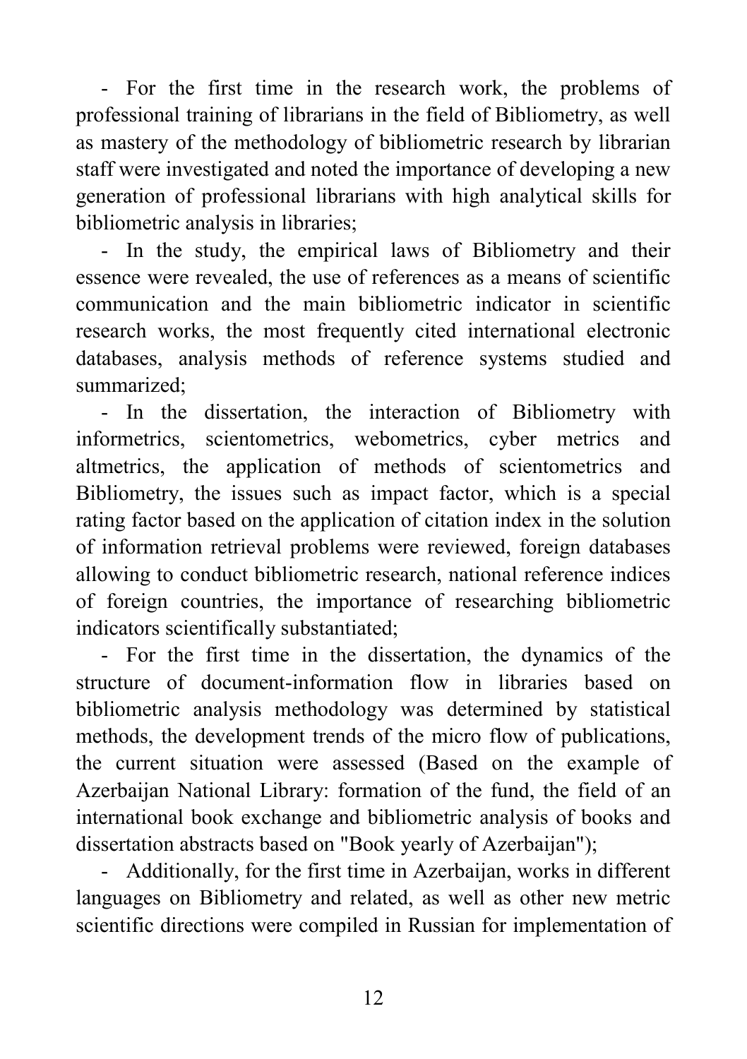- For the first time in the research work, the problems of professional training of librarians in the field of Bibliometry, as well as mastery of the methodology of bibliometric research by librarian staff were investigated and noted the importance of developing a new generation of professional librarians with high analytical skills for bibliometric analysis in libraries;

- In the study, the empirical laws of Bibliometry and their essence were revealed, the use of references as a means of scientific communication and the main bibliometric indicator in scientific research works, the most frequently cited international electronic databases, analysis methods of reference systems studied and summarized;

- In the dissertation, the interaction of Bibliometry with informetrics, scientometrics, webometrics, cyber metrics and altmetrics, the application of methods of scientometrics and Bibliometry, the issues such as impact factor, which is a special rating factor based on the application of citation index in the solution of information retrieval problems were reviewed, foreign databases allowing to conduct bibliometric research, national reference indices of foreign countries, the importance of researching bibliometric indicators scientifically substantiated;

- For the first time in the dissertation, the dynamics of the structure of document-information flow in libraries based on bibliometric analysis methodology was determined by statistical methods, the development trends of the micro flow of publications, the current situation were assessed (Based on the example of Azerbaijan National Library: formation of the fund, the field of an international book exchange and bibliometric analysis of books and dissertation abstracts based on "Book yearly of Azerbaijan");

- Additionally, for the first time in Azerbaijan, works in different languages on Bibliometry and related, as well as other new metric scientific directions were compiled in Russian for implementation of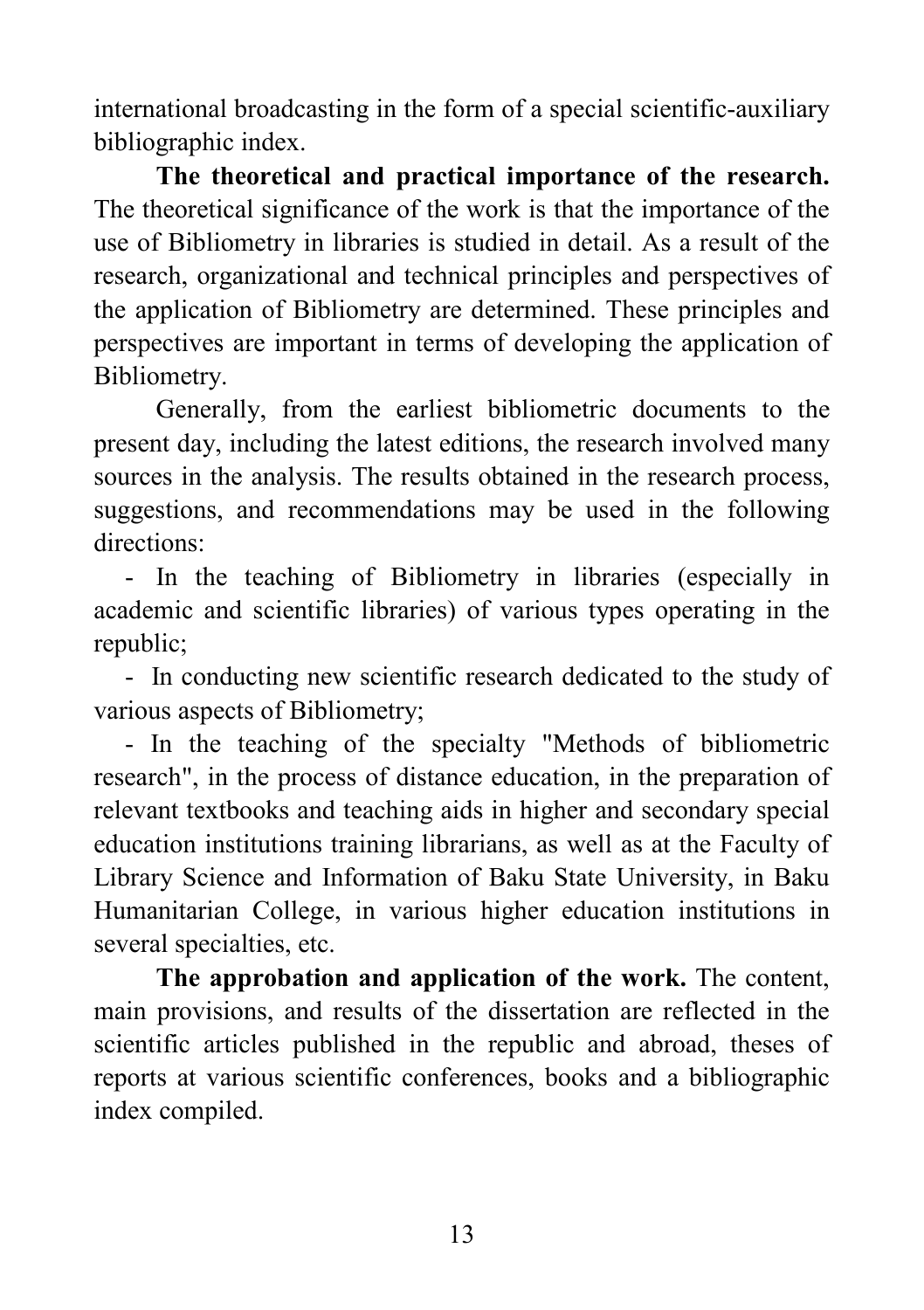international broadcasting in the form of a special scientific-auxiliary bibliographic index.

**The theoretical and practical importance of the research.** The theoretical significance of the work is that the importance of the use of Bibliometry in libraries is studied in detail. As a result of the research, organizational and technical principles and perspectives of the application of Bibliometry are determined. These principles and perspectives are important in terms of developing the application of Bibliometry.

Generally, from the earliest bibliometric documents to the present day, including the latest editions, the research involved many sources in the analysis. The results obtained in the research process, suggestions, and recommendations may be used in the following directions:

- In the teaching of Bibliometry in libraries (especially in academic and scientific libraries) of various types operating in the republic;
- In conducting new scientific research dedicated to the study of various aspects of Bibliometry;
- In the teaching of the specialty "Methods of bibliometric research", in the process of distance education, in the preparation of relevant textbooks and teaching aids in higher and secondary special education institutions training librarians, as well as at the Faculty of Library Science and Information of Baku State University, in Baku Humanitarian College, in various higher education institutions in several specialties, etc.

**The approbation and application of the work.** The content, main provisions, and results of the dissertation are reflected in the scientific articles published in the republic and abroad, theses of reports at various scientific conferences, books and a bibliographic index compiled.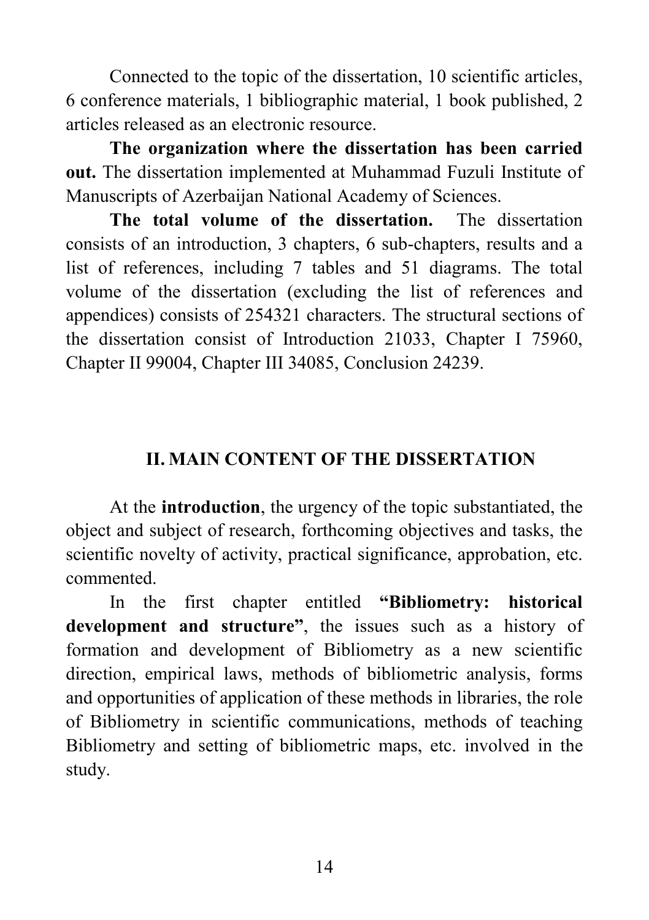Connected to the topic of the dissertation, 10 scientific articles, 6 conference materials, 1 bibliographic material, 1 book published, 2 articles released as an electronic resource.

**The organization where the dissertation has been carried out.** The dissertation implemented at Muhammad Fuzuli Institute of Manuscripts of Azerbaijan National Academy of Sciences.

**The total volume of the dissertation.** The dissertation consists of an introduction, 3 chapters, 6 sub-chapters, results and a list of references, including 7 tables and 51 diagrams. The total volume of the dissertation (excluding the list of references and appendices) consists of 254321 characters. The structural sections of the dissertation consist of Introduction 21033, Chapter I 75960, Chapter II 99004, Chapter III 34085, Conclusion 24239.

## II. MAIN CONTENT OF THE DISSERTATION

At the **introduction**, the urgency of the topic substantiated, the object and subject of research, forthcoming objectives and tasks, the scientific novelty of activity, practical significance, approbation, etc. commented.

In the first chapter entitled **"Bibliometry: historical development and structure"**, the issues such as a history of formation and development of Bibliometry as a new scientific direction, empirical laws, methods of bibliometric analysis, forms and opportunities of application of these methods in libraries, the role of Bibliometry in scientific communications, methods of teaching Bibliometry and setting of bibliometric maps, etc. involved in the study.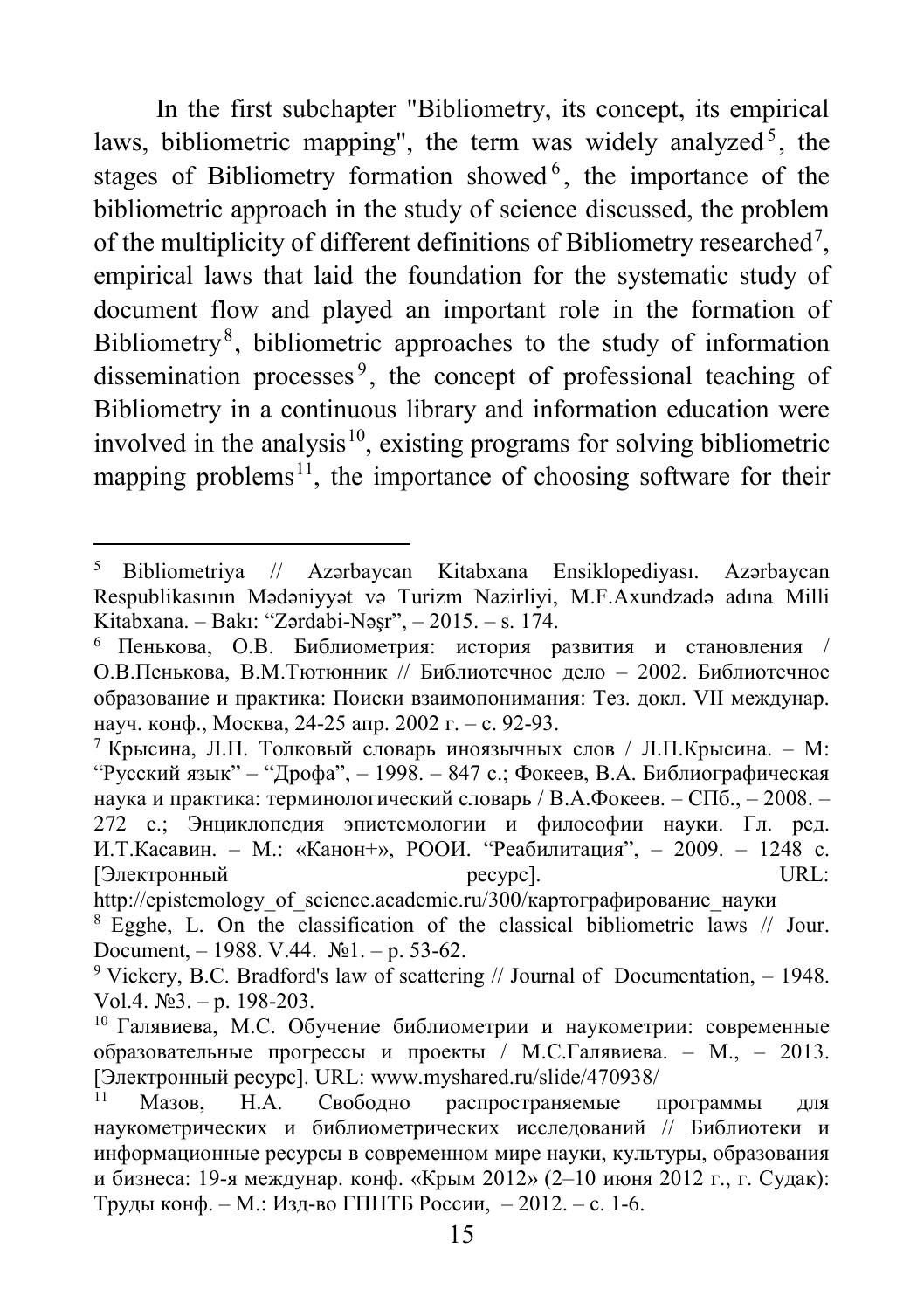In the first subchapter "Bibliometry, its concept, its empirical laws, bibliometric mapping", the term was widely analyzed[5], the stages of Bibliometry formation showed[6], the importance of the bibliometric approach in the study of science discussed, the problem of the multiplicity of different definitions of Bibliometry researched[7], empirical laws that laid the foundation for the systematic study of document flow and played an important role in the formation of Bibliometry[8], bibliometric approaches to the study of information dissemination processes[9], the concept of professional teaching of Bibliometry in a continuous library and information education were involved in the analysis[10], existing programs for solving bibliometric mapping problems[11], the importance of choosing software for their

---

[5] Bibliometriya // Azərbaycan Kitabxana Ensiklopediyası. Azərbaycan Respublikasının Mədəniyyət və Turizm Nazirliyi, M.F.Axundzadə adına Milli Kitabxana. – Bakı: "Zərdabi-Nəşr", – 2015. – s. 174.

[6] Пенькова, О.В. Библиометрия: история развития и становления / О.В.Пенькова, В.М.Тютюнник // Библиотечное дело – 2002. Библиотечное образование и практика: Поиски взаимопонимания: Тез. докл. VII междунар. науч. конф., Москва, 24-25 апр. 2002 г. – с. 92-93.

[7] Крысина, Л.П. Толковый словарь иноязычных слов / Л.П.Крысина. – М: "Русский язык" – "Дрофа", – 1998. – 847 с.; Фокеев, В.А. Библиографическая наука и практика: терминологический словарь / В.А.Фокеев. – СПб., – 2008. – 272 с.; Энциклопедия эпистемологии и философии науки. Гл. ред. И.Т.Касавин. – М.: «Канон+», РООИ. "Реабилитация", – 2009. – 1248 с. [Электронный ресурс]. URL: http://epistemology_of_science.academic.ru/300/картографирование_науки

[8] Egghe, L. On the classification of the classical bibliometric laws // Jour. Document, – 1988. V.44. №1. – p. 53-62.

[9] Vickery, B.C. Bradford's law of scattering // Journal of Documentation, – 1948. Vol.4. №3. – p. 198-203.

[10] Галявиева, М.С. Обучение библиометрии и наукометрии: современные образовательные прогрессы и проекты / М.С.Галявиева. – М., – 2013. [Электронный ресурс]. URL: www.myshared.ru/slide/470938/

[11] Мазов, Н.А. Свободно распространяемые программы для наукометрических и библиометрических исследований // Библиотеки и информационные ресурсы в современном мире науки, культуры, образования и бизнеса: 19-я междунар. конф. «Крым 2012» (2–10 июня 2012 г., г. Судак): Труды конф. – М.: Изд-во ГПНТБ России, – 2012. – с. 1-6.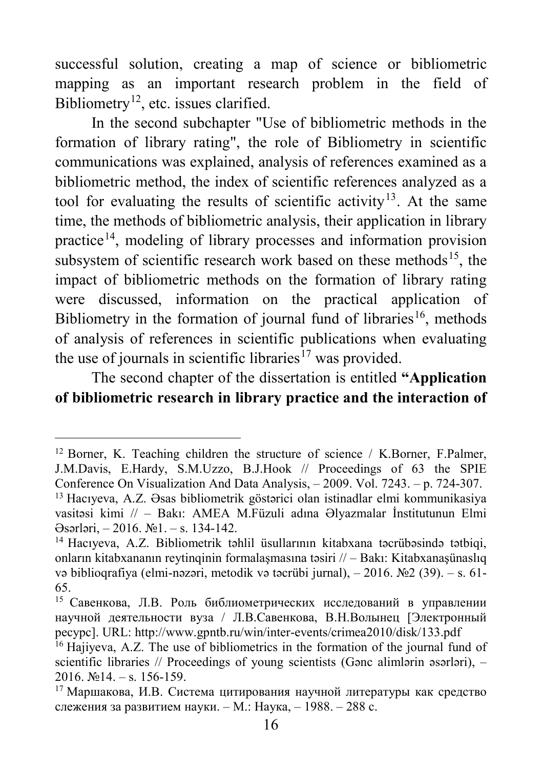successful solution, creating a map of science or bibliometric mapping as an important research problem in the field of Bibliometry[12], etc. issues clarified.

In the second subchapter "Use of bibliometric methods in the formation of library rating", the role of Bibliometry in scientific communications was explained, analysis of references examined as a bibliometric method, the index of scientific references analyzed as a tool for evaluating the results of scientific activity[13]. At the same time, the methods of bibliometric analysis, their application in library practice[14], modeling of library processes and information provision subsystem of scientific research work based on these methods[15], the impact of bibliometric methods on the formation of library rating were discussed, information on the practical application of Bibliometry in the formation of journal fund of libraries[16], methods of analysis of references in scientific publications when evaluating the use of journals in scientific libraries[17] was provided.

The second chapter of the dissertation is entitled **"Application of bibliometric research in library practice and the interaction of**

---

[12] Borner, K. Teaching children the structure of science / K.Borner, F.Palmer, J.M.Davis, E.Hardy, S.M.Uzzo, B.J.Hook // Proceedings of 63 the SPIE Conference On Visualization And Data Analysis, – 2009. Vol. 7243. – p. 724-307.

[13] Hacıyeva, A.Z. Əsas bibliometrik göstərici olan istinadlar elmi kommunikasiya vasitəsi kimi // – Bakı: AMEA M.Füzuli adına Əlyazmalar İnstitutunun Elmi Əsərləri, – 2016. №1. – s. 134-142.

[14] Hacıyeva, A.Z. Bibliometrik təhlil üsullarının kitabxana təcrübəsində tətbiqi, onların kitabxananın reytinqinin formalaşmasına təsiri // – Bakı: Kitabxanaşünaslıq və biblioqrafiya (elmi-nəzəri, metodik və təcrübi jurnal), – 2016. №2 (39). – s. 61-65.

[15] Савенкова, Л.В. Роль библиометрических исследований в управлении научной деятельности вуза / Л.В.Савенкова, В.Н.Волынец [Электронный ресурс]. URL: http://www.gpntb.ru/win/inter-events/crimea2010/disk/133.pdf

[16] Hajiyeva, A.Z. The use of bibliometrics in the formation of the journal fund of scientific libraries // Proceedings of young scientists (Gənc alimlərin əsərləri), – 2016. №14. – s. 156-159.

[17] Маршакова, И.В. Система цитирования научной литературы как средство слежения за развитием науки. – М.: Наука, – 1988. – 288 с.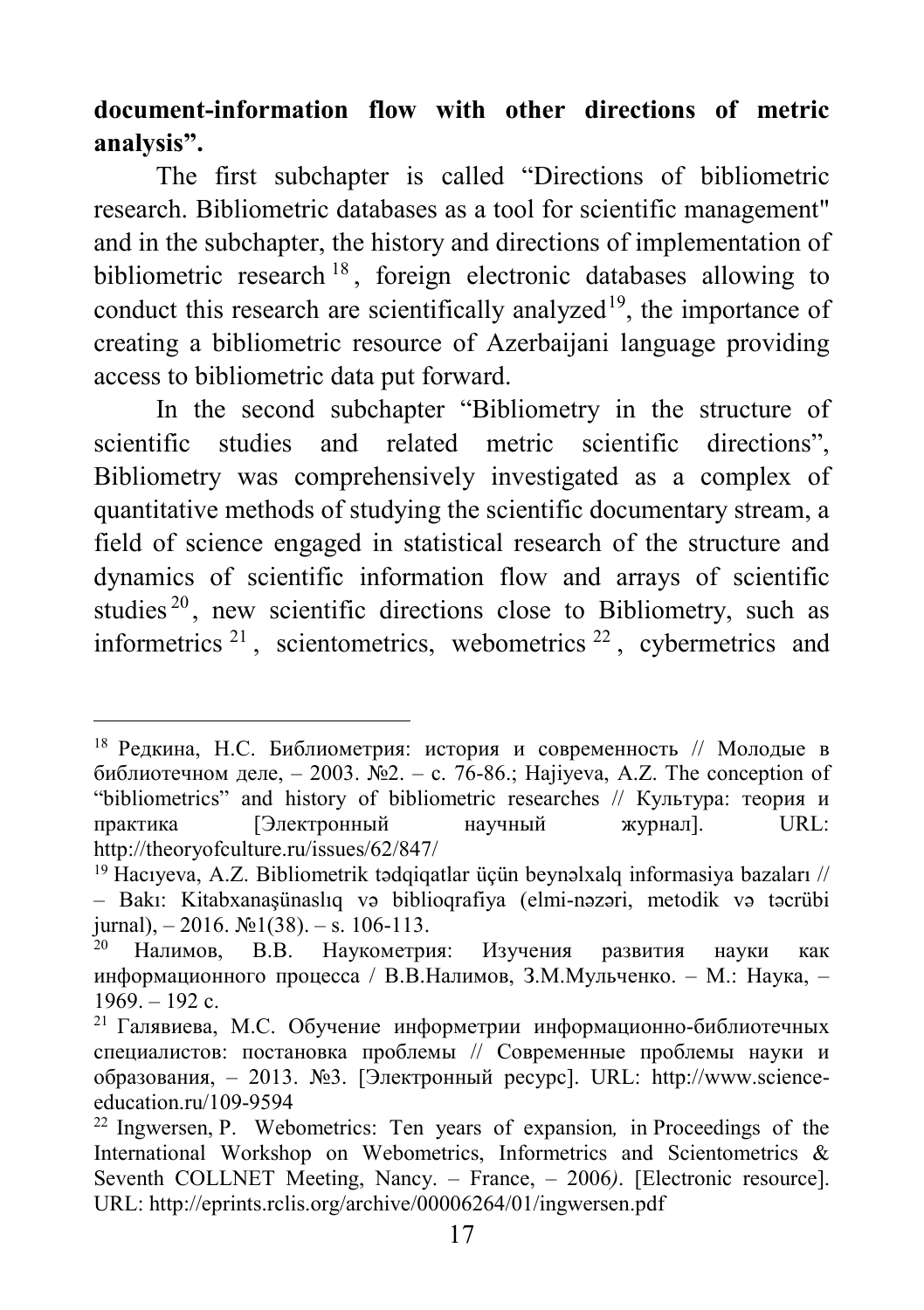**document-information flow with other directions of metric analysis".**

The first subchapter is called "Directions of bibliometric research. Bibliometric databases as a tool for scientific management" and in the subchapter, the history and directions of implementation of bibliometric research [18], foreign electronic databases allowing to conduct this research are scientifically analyzed[19], the importance of creating a bibliometric resource of Azerbaijani language providing access to bibliometric data put forward.

In the second subchapter "Bibliometry in the structure of scientific studies and related metric scientific directions", Bibliometry was comprehensively investigated as a complex of quantitative methods of studying the scientific documentary stream, a field of science engaged in statistical research of the structure and dynamics of scientific information flow and arrays of scientific studies [20], new scientific directions close to Bibliometry, such as informetrics [21], scientometrics, webometrics [22], cybermetrics and

---

[18] Редкина, Н.С. Библиометрия: история и современность // Молодые в библиотечном деле, – 2003. №2. – с. 76-86.; Hajiyeva, A.Z. The conception of "bibliometrics" and history of bibliometric researches // Культура: теория и практика [Электронный научный журнал]. URL: http://theoryofculture.ru/issues/62/847/

[19] Hacıyeva, A.Z. Bibliometrik tədqiqatlar üçün beynəlxalq informasiya bazaları // – Bakı: Kitabxanaşünaslıq və biblioqrafiya (elmi-nəzəri, metodik və təcrübi jurnal), – 2016. №1(38). – s. 106-113.

[20] Налимов, В.В. Наукометрия: Изучения развития науки как информационного процесса / В.В.Налимов, З.М.Мульченко. – М.: Наука, – 1969. – 192 с.

[21] Галявиева, М.С. Обучение информетрии информационно-библиотечных специалистов: постановка проблемы // Современные проблемы науки и образования, – 2013. №3. [Электронный ресурс]. URL: http://www.science-education.ru/109-9594

[22] Ingwersen, P. Webometrics: Ten years of expansion*,* in Proceedings of the International Workshop on Webometrics, Informetrics and Scientometrics & Seventh COLLNET Meeting, Nancy. – France, – 2006*)*. [Electronic resource]. URL: http://eprints.rclis.org/archive/00006264/01/ingwersen.pdf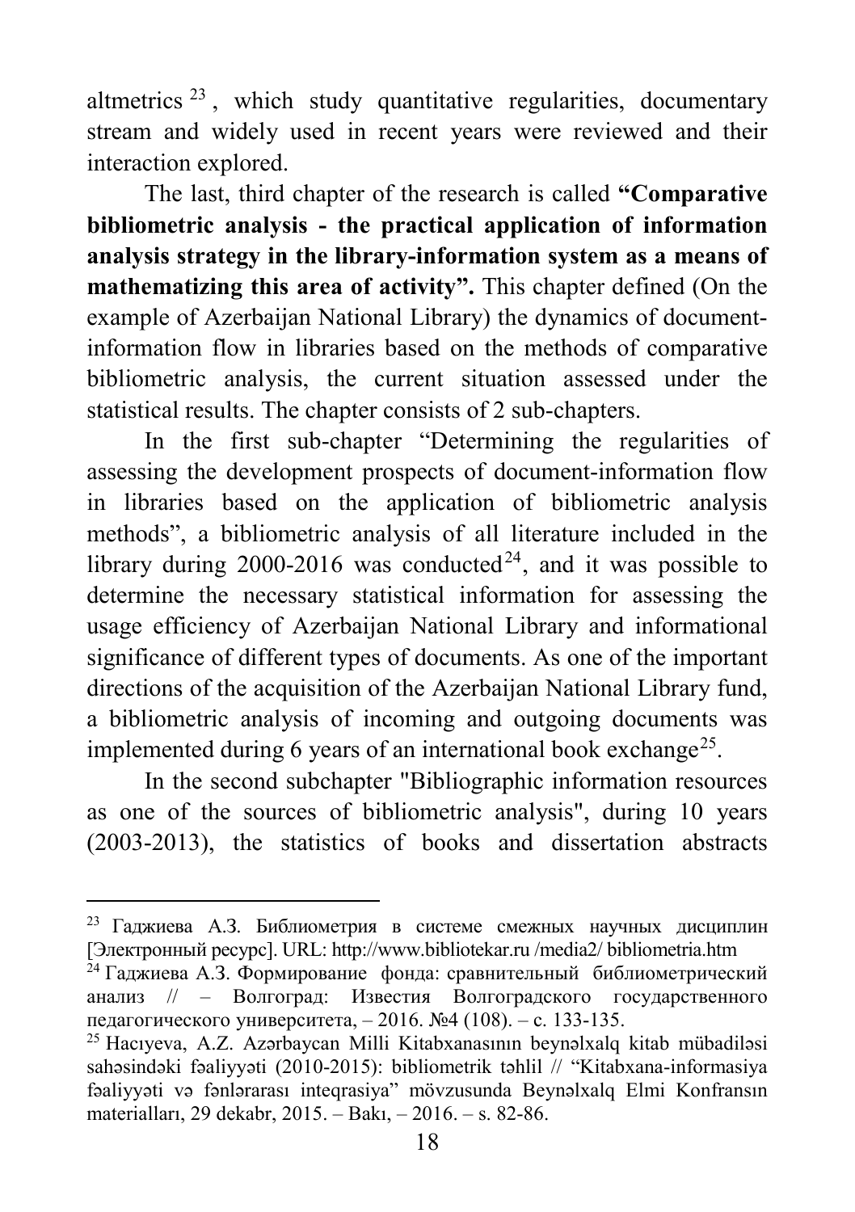altmetrics[23], which study quantitative regularities, documentary stream and widely used in recent years were reviewed and their interaction explored.

The last, third chapter of the research is called **"Comparative bibliometric analysis - the practical application of information analysis strategy in the library-information system as a means of mathematizing this area of activity".** This chapter defined (On the example of Azerbaijan National Library) the dynamics of document-information flow in libraries based on the methods of comparative bibliometric analysis, the current situation assessed under the statistical results. The chapter consists of 2 sub-chapters.

In the first sub-chapter "Determining the regularities of assessing the development prospects of document-information flow in libraries based on the application of bibliometric analysis methods", a bibliometric analysis of all literature included in the library during 2000-2016 was conducted[24], and it was possible to determine the necessary statistical information for assessing the usage efficiency of Azerbaijan National Library and informational significance of different types of documents. As one of the important directions of the acquisition of the Azerbaijan National Library fund, a bibliometric analysis of incoming and outgoing documents was implemented during 6 years of an international book exchange[25].

In the second subchapter "Bibliographic information resources as one of the sources of bibliometric analysis", during 10 years (2003-2013), the statistics of books and dissertation abstracts

---

[23] Гаджиева А.З. Библиометрия в системе смежных научных дисциплин [Электронный ресурс]. URL: http://www.bibliotekar.ru /media2/ bibliometria.htm

[24] Гаджиева А.З. Формирование фонда: сравнительный библиометрический анализ // – Волгоград: Известия Волгоградского государственного педагогического университета, – 2016. №4 (108). – с. 133-135.

[25] Hacıyeva, A.Z. Azərbaycan Milli Kitabxanasının beynəlxalq kitab mübadiləsi sahəsindəki fəaliyyəti (2010-2015): bibliometrik təhlil // "Kitabxana-informasiya fəaliyyəti və fənlərarası inteqrasiya" mövzusunda Beynəlxalq Elmi Konfransın materialları, 29 dekabr, 2015. – Bakı, – 2016. – s. 82-86.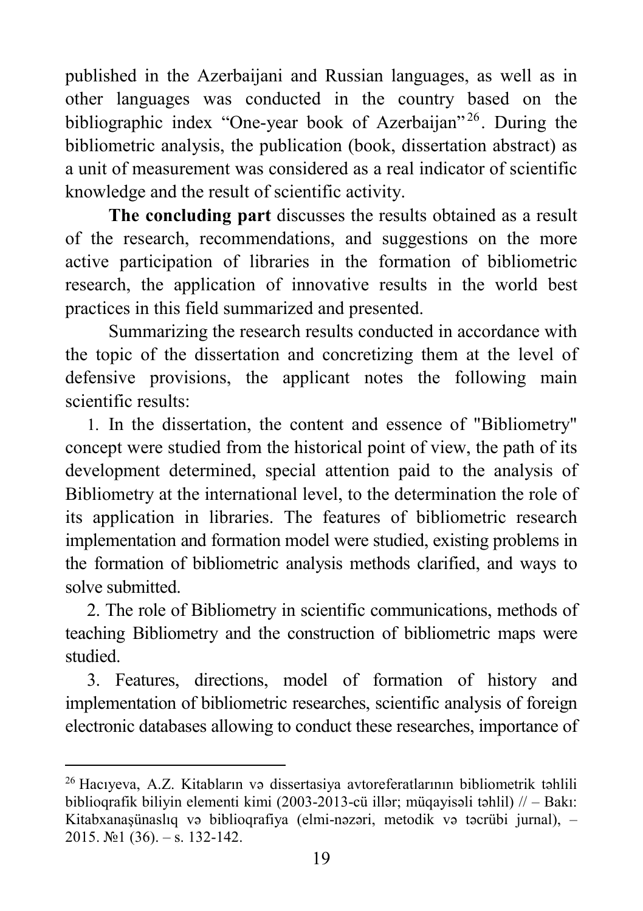published in the Azerbaijani and Russian languages, as well as in other languages was conducted in the country based on the bibliographic index "One-year book of Azerbaijan"[26]. During the bibliometric analysis, the publication (book, dissertation abstract) as a unit of measurement was considered as a real indicator of scientific knowledge and the result of scientific activity.

**The concluding part** discusses the results obtained as a result of the research, recommendations, and suggestions on the more active participation of libraries in the formation of bibliometric research, the application of innovative results in the world best practices in this field summarized and presented.

Summarizing the research results conducted in accordance with the topic of the dissertation and concretizing them at the level of defensive provisions, the applicant notes the following main scientific results:

1. In the dissertation, the content and essence of "Bibliometry" concept were studied from the historical point of view, the path of its development determined, special attention paid to the analysis of Bibliometry at the international level, to the determination the role of its application in libraries. The features of bibliometric research implementation and formation model were studied, existing problems in the formation of bibliometric analysis methods clarified, and ways to solve submitted.

2. The role of Bibliometry in scientific communications, methods of teaching Bibliometry and the construction of bibliometric maps were studied.

3. Features, directions, model of formation of history and implementation of bibliometric researches, scientific analysis of foreign electronic databases allowing to conduct these researches, importance of

---

[26] Hacıyeva, A.Z. Kitabların və dissertasiya avtoreferatlarının bibliometrik təhlili biblioqrafik biliyin elementi kimi (2003-2013-cü illər; müqayisəli təhlil) // – Bakı: Kitabxanaşünaslıq və biblioqrafiya (elmi-nəzəri, metodik və təcrübi jurnal), – 2015. №1 (36). – s. 132-142.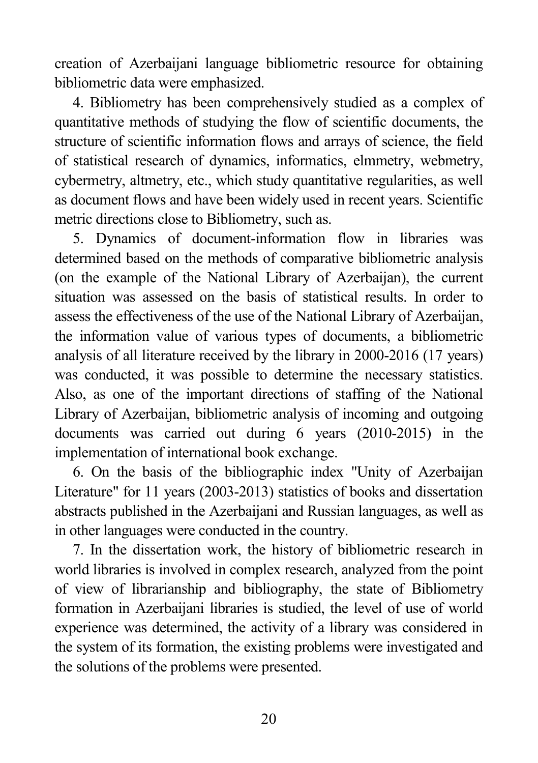creation of Azerbaijani language bibliometric resource for obtaining bibliometric data were emphasized.

4. Bibliometry has been comprehensively studied as a complex of quantitative methods of studying the flow of scientific documents, the structure of scientific information flows and arrays of science, the field of statistical research of dynamics, informatics, elmmetry, webmetry, cybermetry, altmetry, etc., which study quantitative regularities, as well as document flows and have been widely used in recent years. Scientific metric directions close to Bibliometry, such as.

5. Dynamics of document-information flow in libraries was determined based on the methods of comparative bibliometric analysis (on the example of the National Library of Azerbaijan), the current situation was assessed on the basis of statistical results. In order to assess the effectiveness of the use of the National Library of Azerbaijan, the information value of various types of documents, a bibliometric analysis of all literature received by the library in 2000-2016 (17 years) was conducted, it was possible to determine the necessary statistics. Also, as one of the important directions of staffing of the National Library of Azerbaijan, bibliometric analysis of incoming and outgoing documents was carried out during 6 years (2010-2015) in the implementation of international book exchange.

6. On the basis of the bibliographic index "Unity of Azerbaijan Literature" for 11 years (2003-2013) statistics of books and dissertation abstracts published in the Azerbaijani and Russian languages, as well as in other languages were conducted in the country.

7. In the dissertation work, the history of bibliometric research in world libraries is involved in complex research, analyzed from the point of view of librarianship and bibliography, the state of Bibliometry formation in Azerbaijani libraries is studied, the level of use of world experience was determined, the activity of a library was considered in the system of its formation, the existing problems were investigated and the solutions of the problems were presented.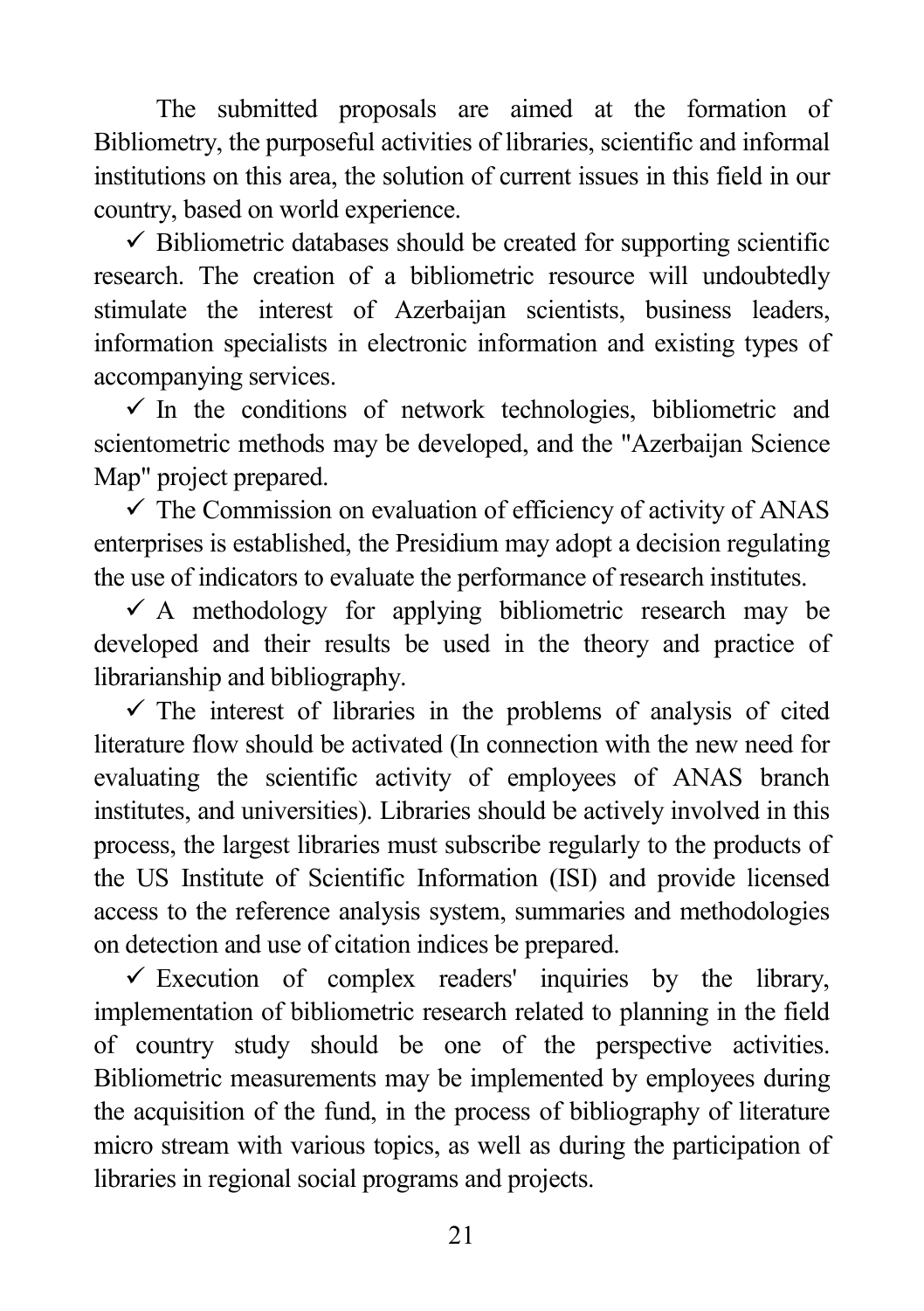The submitted proposals are aimed at the formation of Bibliometry, the purposeful activities of libraries, scientific and informal institutions on this area, the solution of current issues in this field in our country, based on world experience.

- ✓ Bibliometric databases should be created for supporting scientific research. The creation of a bibliometric resource will undoubtedly stimulate the interest of Azerbaijan scientists, business leaders, information specialists in electronic information and existing types of accompanying services.
- ✓ In the conditions of network technologies, bibliometric and scientometric methods may be developed, and the "Azerbaijan Science Map" project prepared.
- ✓ The Commission on evaluation of efficiency of activity of ANAS enterprises is established, the Presidium may adopt a decision regulating the use of indicators to evaluate the performance of research institutes.
- ✓ A methodology for applying bibliometric research may be developed and their results be used in the theory and practice of librarianship and bibliography.
- ✓ The interest of libraries in the problems of analysis of cited literature flow should be activated (In connection with the new need for evaluating the scientific activity of employees of ANAS branch institutes, and universities). Libraries should be actively involved in this process, the largest libraries must subscribe regularly to the products of the US Institute of Scientific Information (ISI) and provide licensed access to the reference analysis system, summaries and methodologies on detection and use of citation indices be prepared.
- ✓ Execution of complex readers' inquiries by the library, implementation of bibliometric research related to planning in the field of country study should be one of the perspective activities. Bibliometric measurements may be implemented by employees during the acquisition of the fund, in the process of bibliography of literature micro stream with various topics, as well as during the participation of libraries in regional social programs and projects.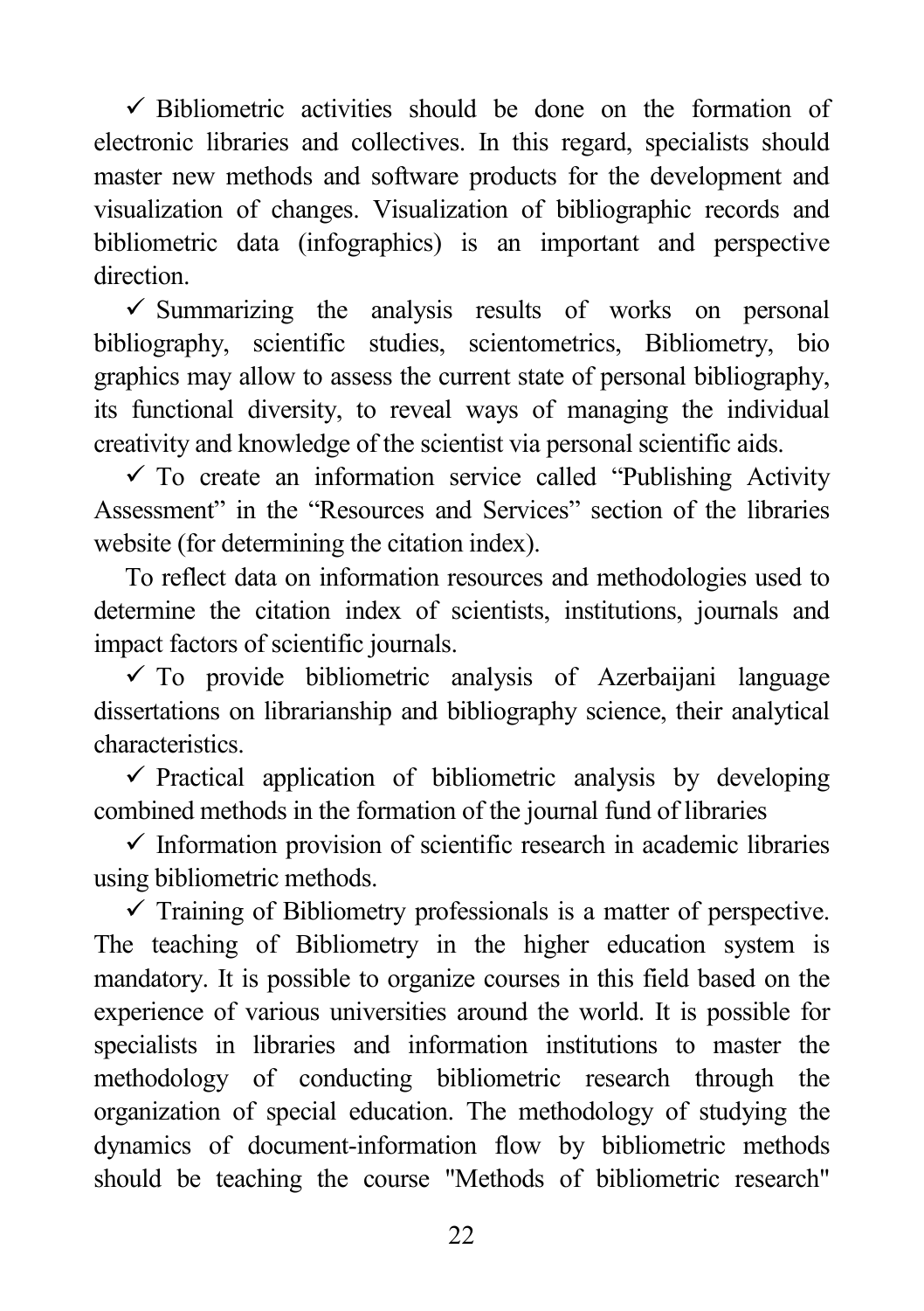- ✓ Bibliometric activities should be done on the formation of electronic libraries and collectives. In this regard, specialists should master new methods and software products for the development and visualization of changes. Visualization of bibliographic records and bibliometric data (infographics) is an important and perspective direction.
- ✓ Summarizing the analysis results of works on personal bibliography, scientific studies, scientometrics, Bibliometry, bio graphics may allow to assess the current state of personal bibliography, its functional diversity, to reveal ways of managing the individual creativity and knowledge of the scientist via personal scientific aids.
- ✓ To create an information service called "Publishing Activity Assessment" in the "Resources and Services" section of the libraries website (for determining the citation index).

  To reflect data on information resources and methodologies used to determine the citation index of scientists, institutions, journals and impact factors of scientific journals.
- ✓ To provide bibliometric analysis of Azerbaijani language dissertations on librarianship and bibliography science, their analytical characteristics.
- ✓ Practical application of bibliometric analysis by developing combined methods in the formation of the journal fund of libraries
- ✓ Information provision of scientific research in academic libraries using bibliometric methods.
- ✓ Training of Bibliometry professionals is a matter of perspective. The teaching of Bibliometry in the higher education system is mandatory. It is possible to organize courses in this field based on the experience of various universities around the world. It is possible for specialists in libraries and information institutions to master the methodology of conducting bibliometric research through the organization of special education. The methodology of studying the dynamics of document-information flow by bibliometric methods should be teaching the course "Methods of bibliometric research"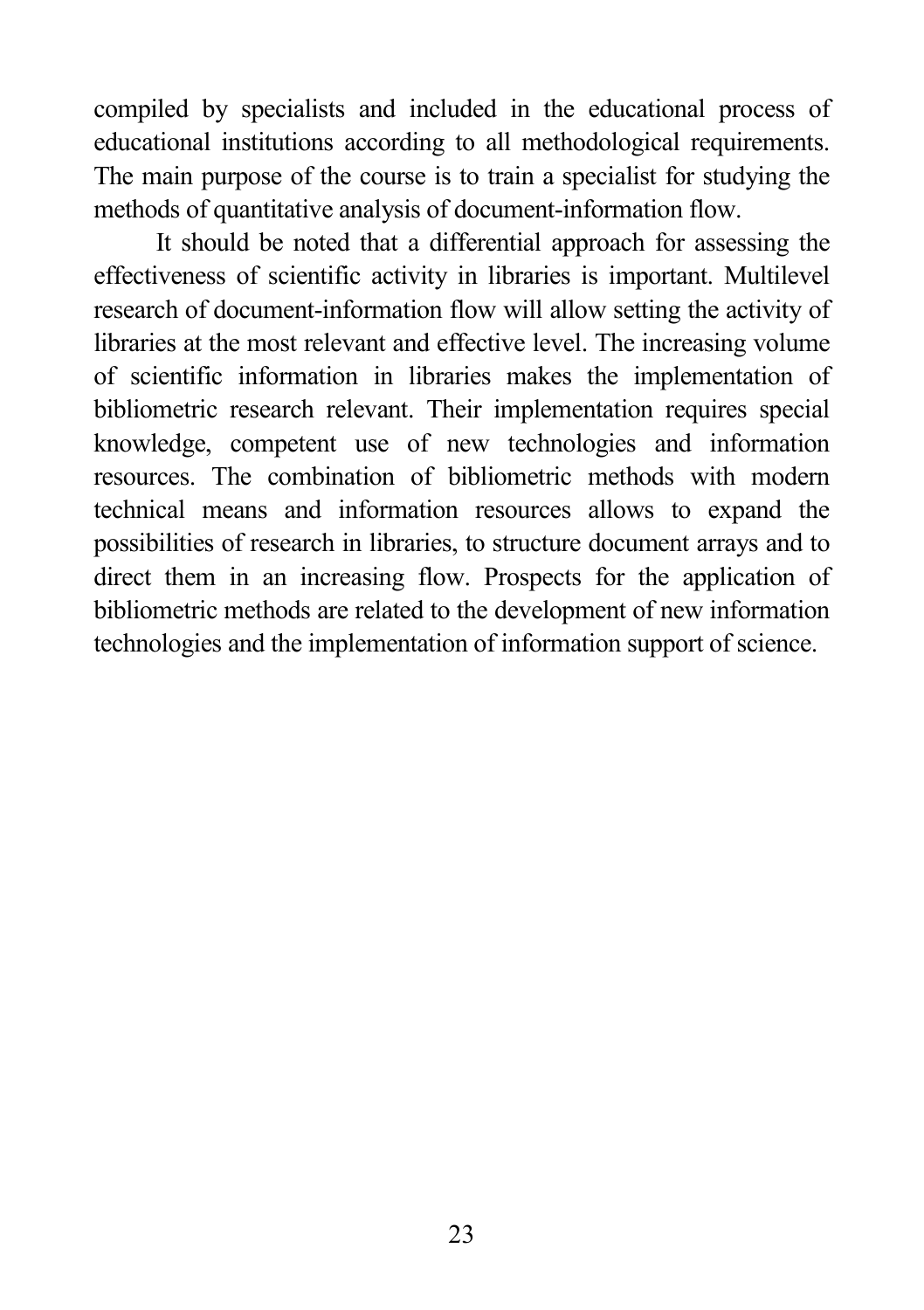compiled by specialists and included in the educational process of educational institutions according to all methodological requirements. The main purpose of the course is to train a specialist for studying the methods of quantitative analysis of document-information flow.

It should be noted that a differential approach for assessing the effectiveness of scientific activity in libraries is important. Multilevel research of document-information flow will allow setting the activity of libraries at the most relevant and effective level. The increasing volume of scientific information in libraries makes the implementation of bibliometric research relevant. Their implementation requires special knowledge, competent use of new technologies and information resources. The combination of bibliometric methods with modern technical means and information resources allows to expand the possibilities of research in libraries, to structure document arrays and to direct them in an increasing flow. Prospects for the application of bibliometric methods are related to the development of new information technologies and the implementation of information support of science.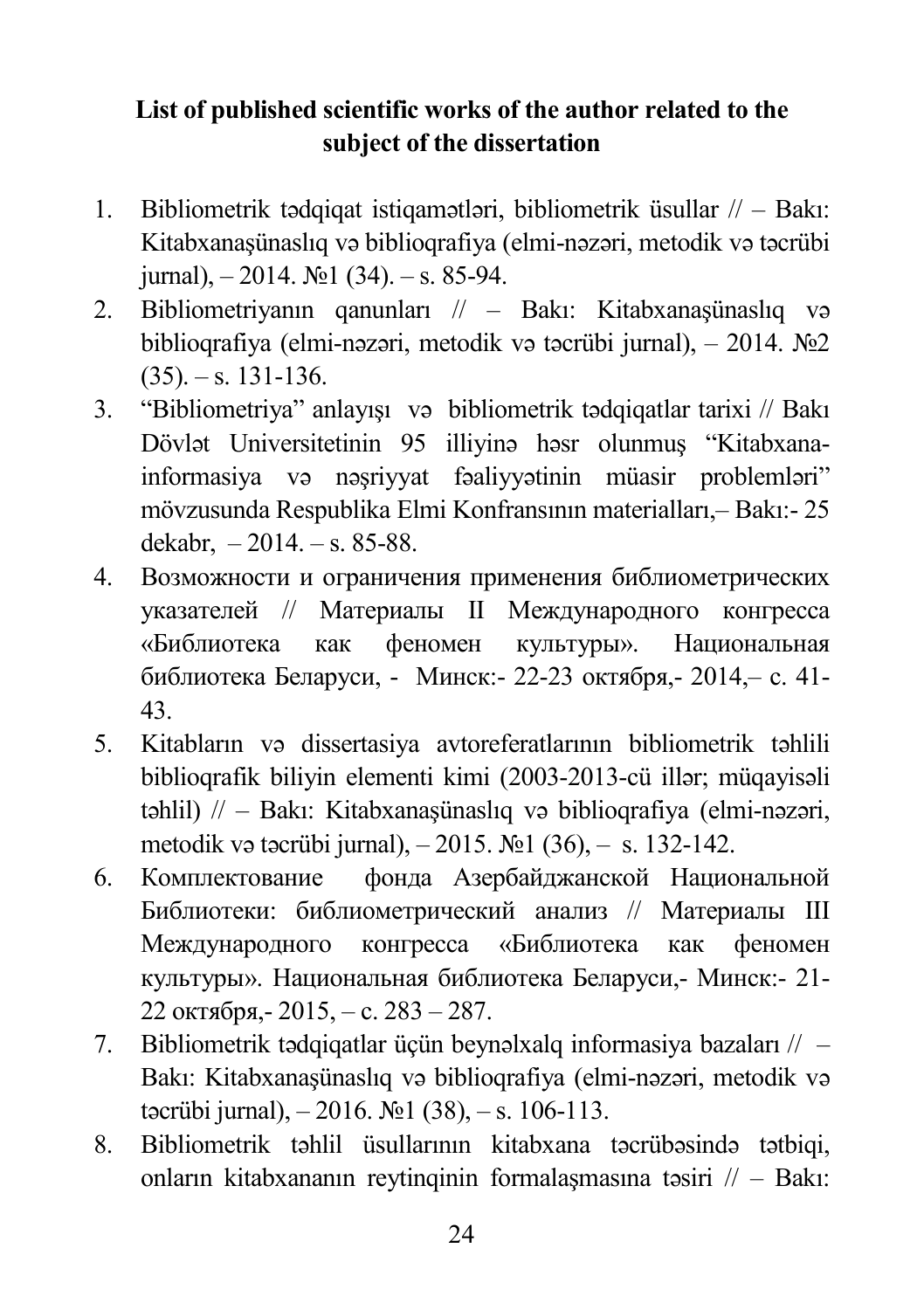**List of published scientific works of the author related to the subject of the dissertation**

1. Bibliometrik tədqiqat istiqamətləri, bibliometrik üsullar // – Bakı: Kitabxanaşünaslıq və biblioqrafiya (elmi-nəzəri, metodik və təcrübi jurnal), – 2014. №1 (34). – s. 85-94.
2. Bibliometriyanın qanunları // – Bakı: Kitabxanaşünaslıq və biblioqrafiya (elmi-nəzəri, metodik və təcrübi jurnal), – 2014. №2 (35). – s. 131-136.
3. "Bibliometriya" anlayışı və bibliometrik tədqiqatlar tarixi // Bakı Dövlət Universitetinin 95 illiyinə həsr olunmuş "Kitabxana-informasiya və nəşriyyat fəaliyyətinin müasir problemləri" mövzusunda Respublika Elmi Konfransının materialları,– Bakı:- 25 dekabr, – 2014. – s. 85-88.
4. Возможности и ограничения применения библиометрических указателей // Материалы II Международного конгресса «Библиотека как феномен культуры». Национальная библиотека Беларуси, - Минск:- 22-23 октября,- 2014,– с. 41-43.
5. Kitabların və dissertasiya avtoreferatlarının bibliometrik təhlili biblioqrafik biliyin elementi kimi (2003-2013-cü illər; müqayisəli təhlil) // – Bakı: Kitabxanaşünaslıq və biblioqrafiya (elmi-nəzəri, metodik və təcrübi jurnal), – 2015. №1 (36), – s. 132-142.
6. Комплектование фонда Азербайджанской Национальной Библиотеки: библиометрический анализ // Материалы III Международного конгресса «Библиотека как феномен культуры». Национальная библиотека Беларуси,- Минск:- 21-22 октября,- 2015, – с. 283 – 287.
7. Bibliometrik tədqiqatlar üçün beynəlxalq informasiya bazaları // – Bakı: Kitabxanaşünaslıq və biblioqrafiya (elmi-nəzəri, metodik və təcrübi jurnal), – 2016. №1 (38), – s. 106-113.
8. Bibliometrik təhlil üsullarının kitabxana təcrübəsində tətbiqi, onların kitabxananın reytinqinin formalaşmasına təsiri // – Bakı: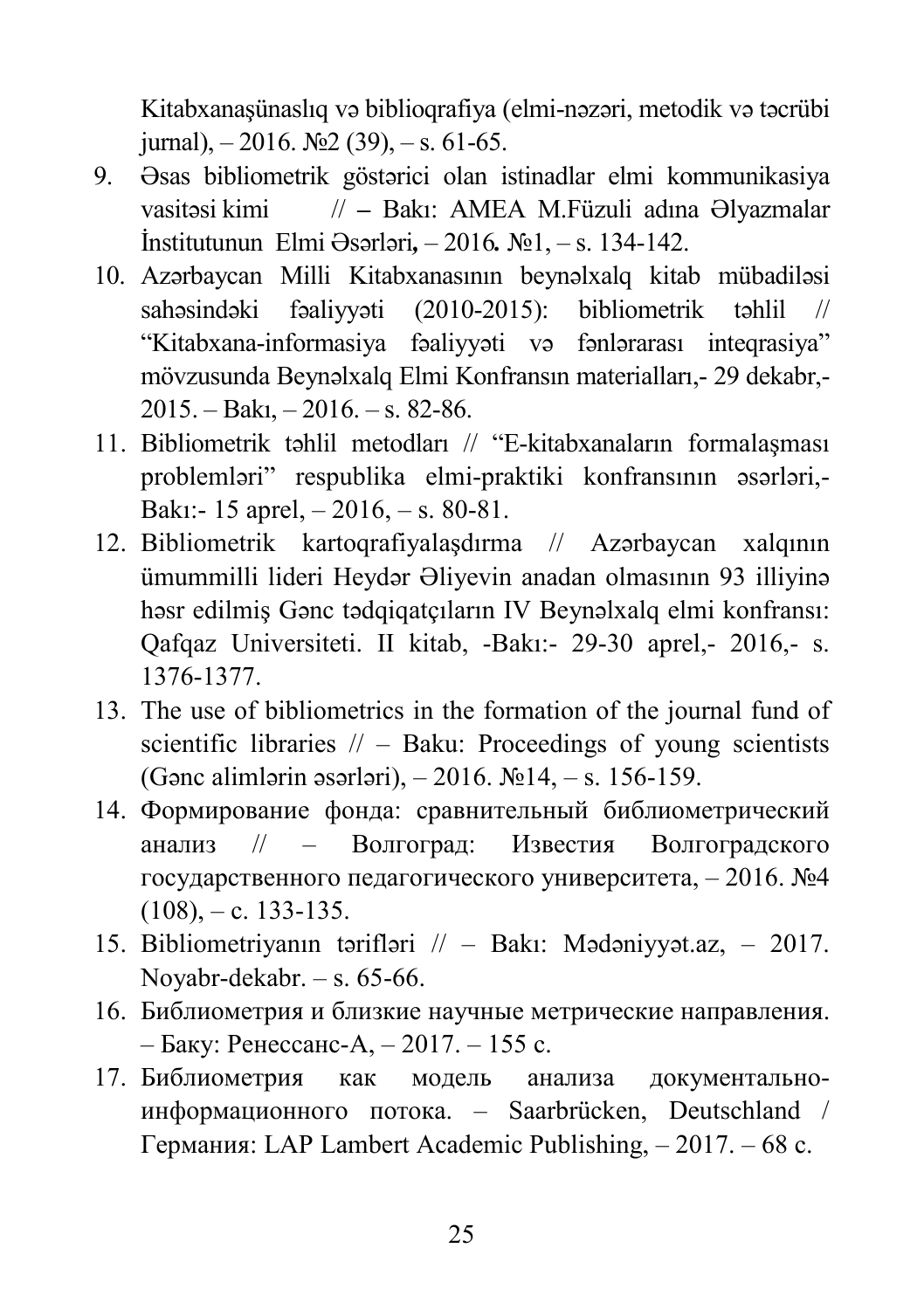Kitabxanaşünaslıq və biblioqrafiya (elmi-nəzəri, metodik və təcrübi jurnal), – 2016. №2 (39), – s. 61-65.

9. Əsas bibliometrik göstərici olan istinadlar elmi kommunikasiya vasitəsi kimi // – Bakı: AMEA M.Füzuli adına Əlyazmalar İnstitutunun Elmi Əsərləri, – 2016. №1, – s. 134-142.
10. Azərbaycan Milli Kitabxanasının beynəlxalq kitab mübadiləsi sahəsindəki fəaliyyəti (2010-2015): bibliometrik təhlil // "Kitabxana-informasiya fəaliyyəti və fənlərarası inteqrasiya" mövzusunda Beynəlxalq Elmi Konfransın materialları,- 29 dekabr,- 2015. – Bakı, – 2016. – s. 82-86.
11. Bibliometrik təhlil metodları // "E-kitabxanaların formalaşması problemləri" respublika elmi-praktiki konfransının əsərləri,- Bakı:- 15 aprel, – 2016, – s. 80-81.
12. Bibliometrik kartoqrafiyalaşdırma // Azərbaycan xalqının ümummilli lideri Heydər Əliyevin anadan olmasının 93 illiyinə həsr edilmiş Gənc tədqiqatçıların IV Beynəlxalq elmi konfransı: Qafqaz Universiteti. II kitab, -Bakı:- 29-30 aprel,- 2016,- s. 1376-1377.
13. The use of bibliometrics in the formation of the journal fund of scientific libraries // – Baku: Proceedings of young scientists (Gənc alimlərin əsərləri), – 2016. №14, – s. 156-159.
14. Формирование фонда: сравнительный библиометрический анализ // – Волгоград: Известия Волгоградского государственного педагогического университета, – 2016. №4 (108), – с. 133-135.
15. Bibliometriyanın tərifləri // – Bakı: Mədəniyyət.az, – 2017. Noyabr-dekabr. – s. 65-66.
16. Библиометрия и близкие научные метрические направления. – Баку: Ренессанс-А, – 2017. – 155 с.
17. Библиометрия как модель анализа документально-информационного потока. – Saarbrücken, Deutschland / Германия: LAP Lambert Academic Publishing, – 2017. – 68 с.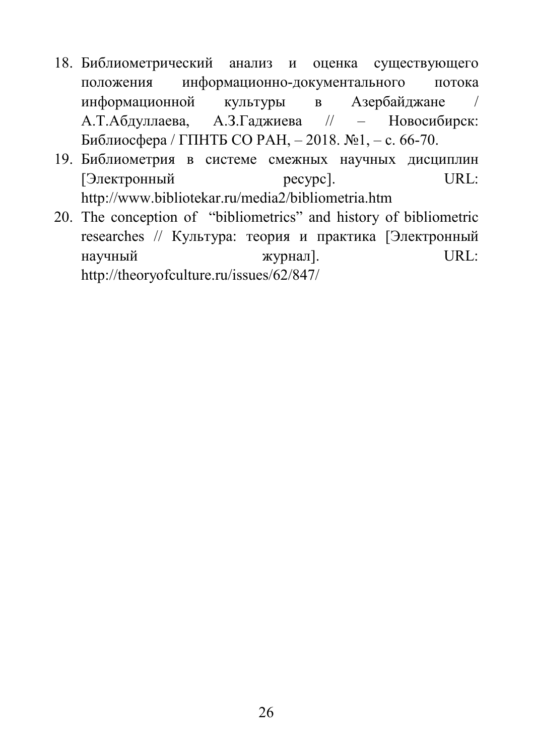18. Библиометрический анализ и оценка существующего положения информационно-документального потока информационной культуры в Азербайджане / А.Т.Абдуллаева, А.З.Гаджиева // – Новосибирск: Библиосфера / ГПНТБ СО РАН, – 2018. №1, – с. 66-70.
19. Библиометрия в системе смежных научных дисциплин [Электронный ресурс]. URL: http://www.bibliotekar.ru/media2/bibliometria.htm
20. The conception of "bibliometrics" and history of bibliometric researches // Культура: теория и практика [Электронный научный журнал]. URL: http://theoryofculture.ru/issues/62/847/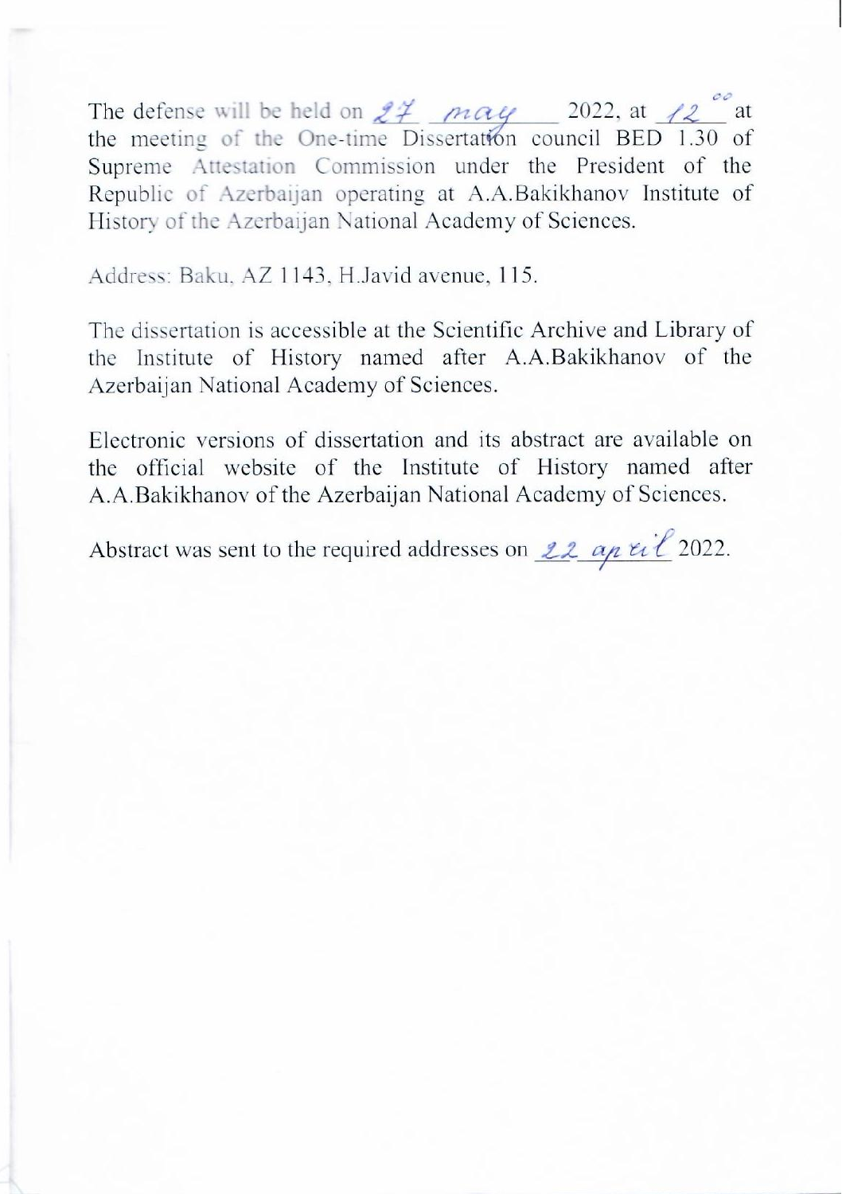The defense will be held on 27 may 2022, at 12$^{00}$ at the meeting of the One-time Dissertation council BED 1.30 of Supreme Attestation Commission under the President of the Republic of Azerbaijan operating at A.A.Bakikhanov Institute of History of the Azerbaijan National Academy of Sciences.

Address: Baku, AZ 1143, H.Javid avenue, 115.

The dissertation is accessible at the Scientific Archive and Library of the Institute of History named after A.A.Bakikhanov of the Azerbaijan National Academy of Sciences.

Electronic versions of dissertation and its abstract are available on the official website of the Institute of History named after A.A.Bakikhanov of the Azerbaijan National Academy of Sciences.

Abstract was sent to the required addresses on 22 april 2022.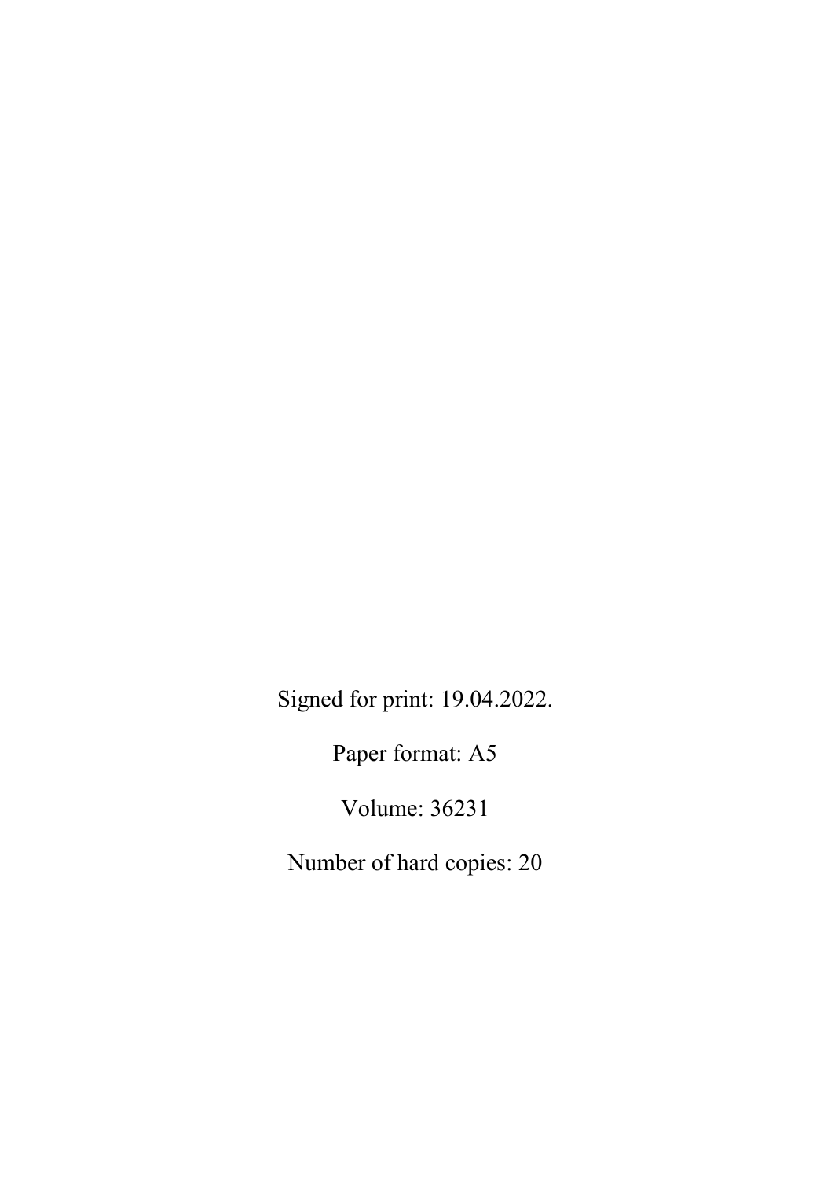Signed for print: 19.04.2022.

Paper format: A5

Volume: 36231

Number of hard copies: 20